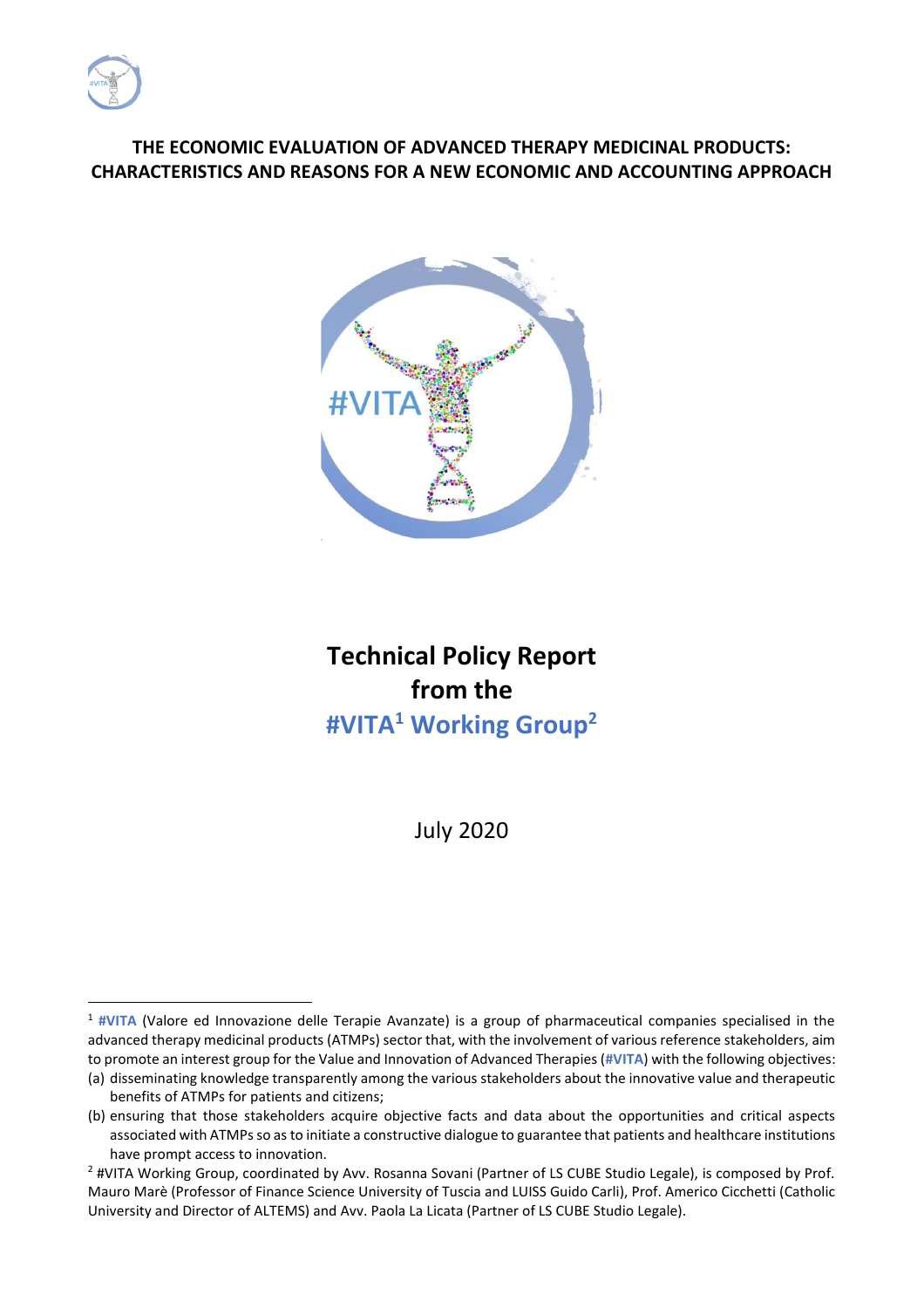# THE ECONOMIC EVALUATION OF ADVANCED THERAPY MEDICINAL PRODUCTS: CHARACTERISTICS AND REASONS FOR A NEW ECONOMIC AND ACCOUNTING APPROACH

## Technical Policy Report from the #VITA[1] Working Group[2]

July 2020

---

[1] **#VITA** (Valore ed Innovazione delle Terapie Avanzate) is a group of pharmaceutical companies specialised in the advanced therapy medicinal products (ATMPs) sector that, with the involvement of various reference stakeholders, aim to promote an interest group for the Value and Innovation of Advanced Therapies (**#VITA**) with the following objectives:

(a) disseminating knowledge transparently among the various stakeholders about the innovative value and therapeutic benefits of ATMPs for patients and citizens;

(b) ensuring that those stakeholders acquire objective facts and data about the opportunities and critical aspects associated with ATMPs so as to initiate a constructive dialogue to guarantee that patients and healthcare institutions have prompt access to innovation.

[2] #VITA Working Group, coordinated by Avv. Rosanna Sovani (Partner of LS CUBE Studio Legale), is composed by Prof. Mauro Marè (Professor of Finance Science University of Tuscia and LUISS Guido Carli), Prof. Americo Cicchetti (Catholic University and Director of ALTEMS) and Avv. Paola La Licata (Partner of LS CUBE Studio Legale).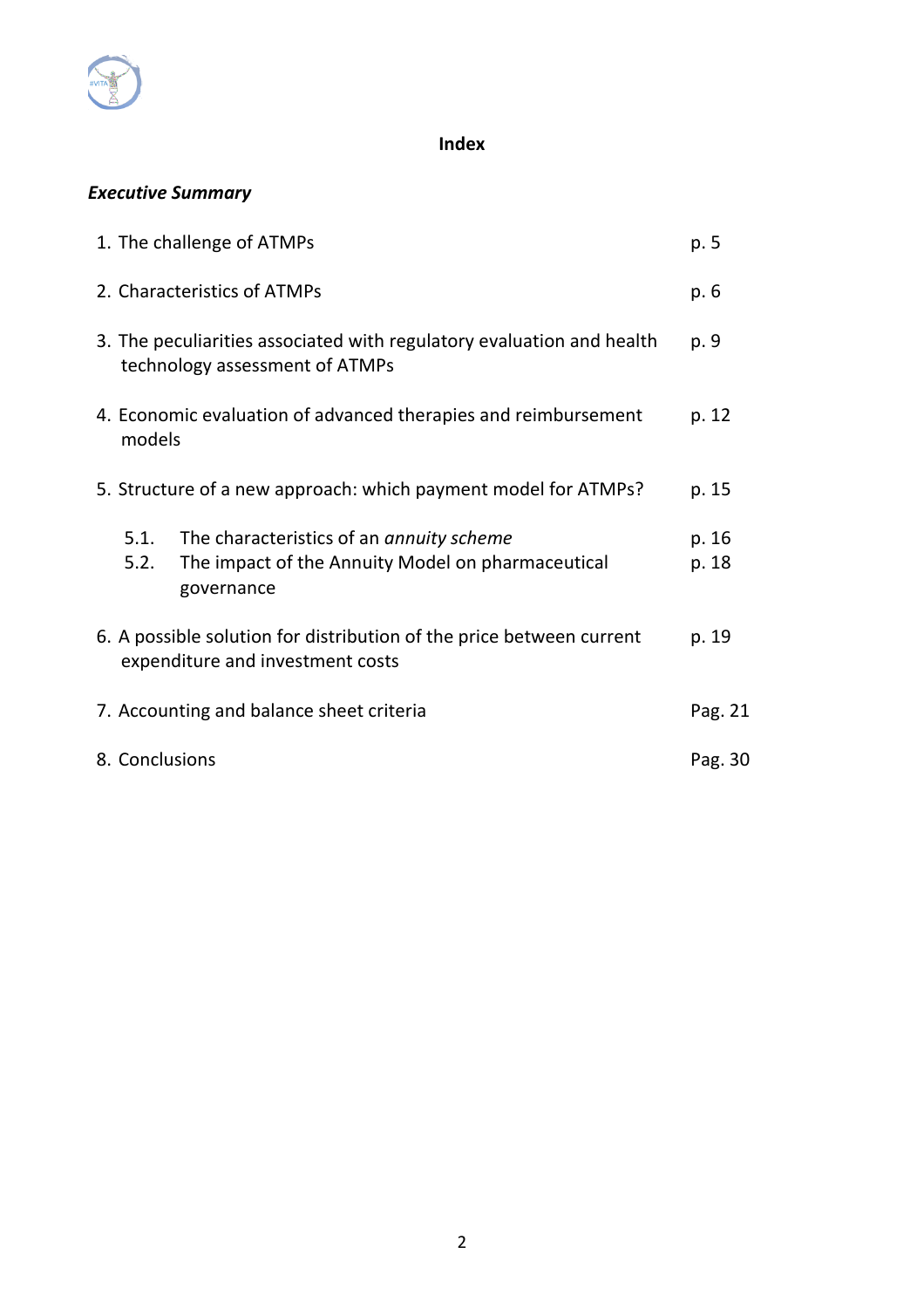**Index**

***Executive Summary***

| | |
|---|---|
| 1. The challenge of ATMPs | p. 5 |
| 2. Characteristics of ATMPs | p. 6 |
| 3. The peculiarities associated with regulatory evaluation and health technology assessment of ATMPs | p. 9 |
| 4. Economic evaluation of advanced therapies and reimbursement models | p. 12 |
| 5. Structure of a new approach: which payment model for ATMPs? | p. 15 |
| 5.1. The characteristics of an *annuity scheme* | p. 16 |
| 5.2. The impact of the Annuity Model on pharmaceutical governance | p. 18 |
| 6. A possible solution for distribution of the price between current expenditure and investment costs | p. 19 |
| 7. Accounting and balance sheet criteria | Pag. 21 |
| 8. Conclusions | Pag. 30 |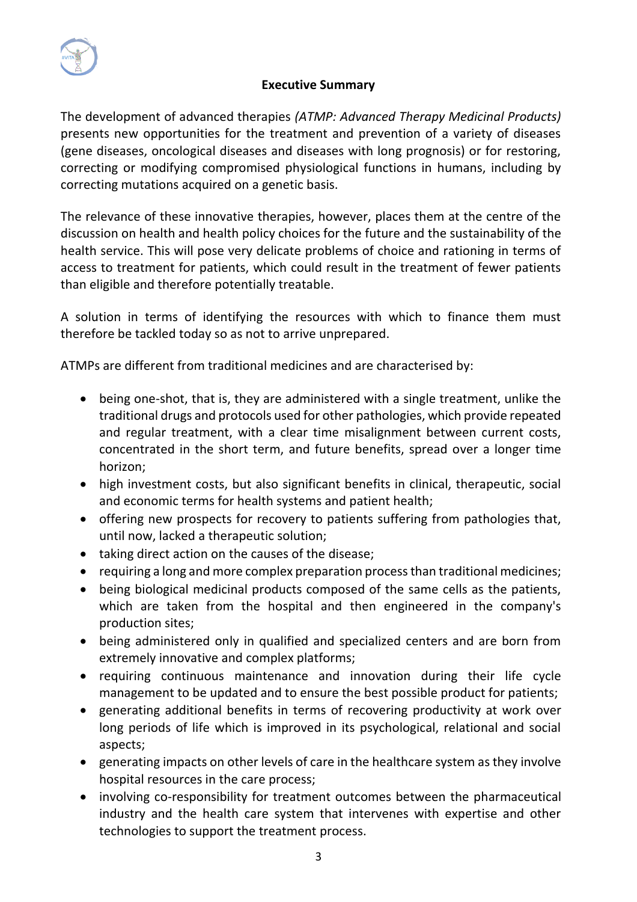## Executive Summary

The development of advanced therapies *(ATMP: Advanced Therapy Medicinal Products)* presents new opportunities for the treatment and prevention of a variety of diseases (gene diseases, oncological diseases and diseases with long prognosis) or for restoring, correcting or modifying compromised physiological functions in humans, including by correcting mutations acquired on a genetic basis.

The relevance of these innovative therapies, however, places them at the centre of the discussion on health and health policy choices for the future and the sustainability of the health service. This will pose very delicate problems of choice and rationing in terms of access to treatment for patients, which could result in the treatment of fewer patients than eligible and therefore potentially treatable.

A solution in terms of identifying the resources with which to finance them must therefore be tackled today so as not to arrive unprepared.

ATMPs are different from traditional medicines and are characterised by:

- being one-shot, that is, they are administered with a single treatment, unlike the traditional drugs and protocols used for other pathologies, which provide repeated and regular treatment, with a clear time misalignment between current costs, concentrated in the short term, and future benefits, spread over a longer time horizon;
- high investment costs, but also significant benefits in clinical, therapeutic, social and economic terms for health systems and patient health;
- offering new prospects for recovery to patients suffering from pathologies that, until now, lacked a therapeutic solution;
- taking direct action on the causes of the disease;
- requiring a long and more complex preparation process than traditional medicines;
- being biological medicinal products composed of the same cells as the patients, which are taken from the hospital and then engineered in the company's production sites;
- being administered only in qualified and specialized centers and are born from extremely innovative and complex platforms;
- requiring continuous maintenance and innovation during their life cycle management to be updated and to ensure the best possible product for patients;
- generating additional benefits in terms of recovering productivity at work over long periods of life which is improved in its psychological, relational and social aspects;
- generating impacts on other levels of care in the healthcare system as they involve hospital resources in the care process;
- involving co-responsibility for treatment outcomes between the pharmaceutical industry and the health care system that intervenes with expertise and other technologies to support the treatment process.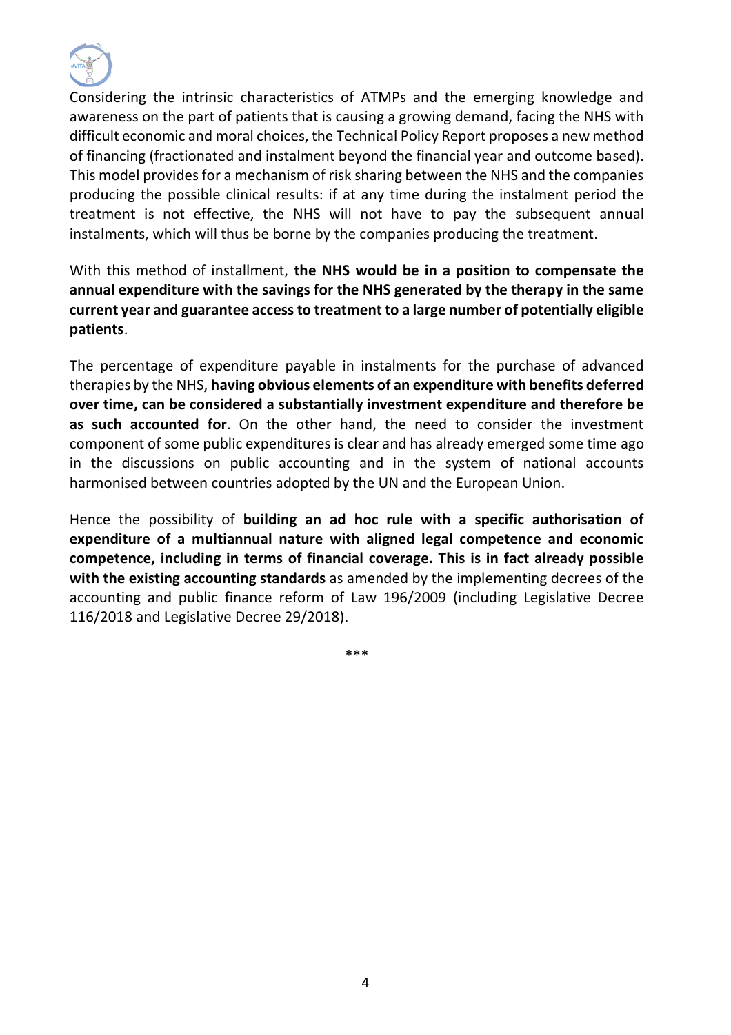Considering the intrinsic characteristics of ATMPs and the emerging knowledge and awareness on the part of patients that is causing a growing demand, facing the NHS with difficult economic and moral choices, the Technical Policy Report proposes a new method of financing (fractionated and instalment beyond the financial year and outcome based). This model provides for a mechanism of risk sharing between the NHS and the companies producing the possible clinical results: if at any time during the instalment period the treatment is not effective, the NHS will not have to pay the subsequent annual instalments, which will thus be borne by the companies producing the treatment.

With this method of installment, **the NHS would be in a position to compensate the annual expenditure with the savings for the NHS generated by the therapy in the same current year and guarantee access to treatment to a large number of potentially eligible patients**.

The percentage of expenditure payable in instalments for the purchase of advanced therapies by the NHS, **having obvious elements of an expenditure with benefits deferred over time, can be considered a substantially investment expenditure and therefore be as such accounted for**. On the other hand, the need to consider the investment component of some public expenditures is clear and has already emerged some time ago in the discussions on public accounting and in the system of national accounts harmonised between countries adopted by the UN and the European Union.

Hence the possibility of **building an ad hoc rule with a specific authorisation of expenditure of a multiannual nature with aligned legal competence and economic competence, including in terms of financial coverage. This is in fact already possible with the existing accounting standards** as amended by the implementing decrees of the accounting and public finance reform of Law 196/2009 (including Legislative Decree 116/2018 and Legislative Decree 29/2018).

\*\*\*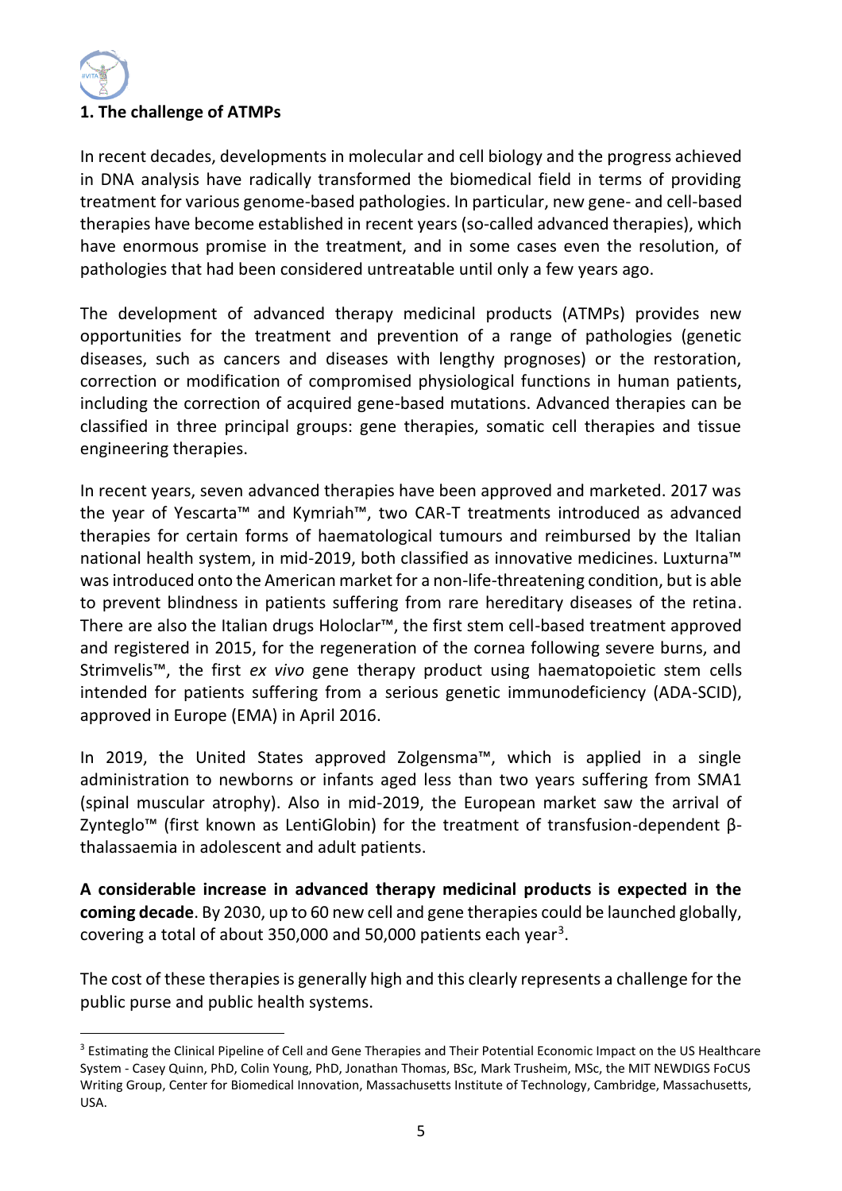## 1. The challenge of ATMPs

In recent decades, developments in molecular and cell biology and the progress achieved in DNA analysis have radically transformed the biomedical field in terms of providing treatment for various genome-based pathologies. In particular, new gene- and cell-based therapies have become established in recent years (so-called advanced therapies), which have enormous promise in the treatment, and in some cases even the resolution, of pathologies that had been considered untreatable until only a few years ago.

The development of advanced therapy medicinal products (ATMPs) provides new opportunities for the treatment and prevention of a range of pathologies (genetic diseases, such as cancers and diseases with lengthy prognoses) or the restoration, correction or modification of compromised physiological functions in human patients, including the correction of acquired gene-based mutations. Advanced therapies can be classified in three principal groups: gene therapies, somatic cell therapies and tissue engineering therapies.

In recent years, seven advanced therapies have been approved and marketed. 2017 was the year of Yescarta™ and Kymriah™, two CAR-T treatments introduced as advanced therapies for certain forms of haematological tumours and reimbursed by the Italian national health system, in mid-2019, both classified as innovative medicines. Luxturna™ was introduced onto the American market for a non-life-threatening condition, but is able to prevent blindness in patients suffering from rare hereditary diseases of the retina. There are also the Italian drugs Holoclar™, the first stem cell-based treatment approved and registered in 2015, for the regeneration of the cornea following severe burns, and Strimvelis™, the first *ex vivo* gene therapy product using haematopoietic stem cells intended for patients suffering from a serious genetic immunodeficiency (ADA-SCID), approved in Europe (EMA) in April 2016.

In 2019, the United States approved Zolgensma™, which is applied in a single administration to newborns or infants aged less than two years suffering from SMA1 (spinal muscular atrophy). Also in mid-2019, the European market saw the arrival of Zynteglo™ (first known as LentiGlobin) for the treatment of transfusion-dependent β-thalassaemia in adolescent and adult patients.

**A considerable increase in advanced therapy medicinal products is expected in the coming decade**. By 2030, up to 60 new cell and gene therapies could be launched globally, covering a total of about 350,000 and 50,000 patients each year[3].

The cost of these therapies is generally high and this clearly represents a challenge for the public purse and public health systems.

[3] Estimating the Clinical Pipeline of Cell and Gene Therapies and Their Potential Economic Impact on the US Healthcare System - Casey Quinn, PhD, Colin Young, PhD, Jonathan Thomas, BSc, Mark Trusheim, MSc, the MIT NEWDIGS FoCUS Writing Group, Center for Biomedical Innovation, Massachusetts Institute of Technology, Cambridge, Massachusetts, USA.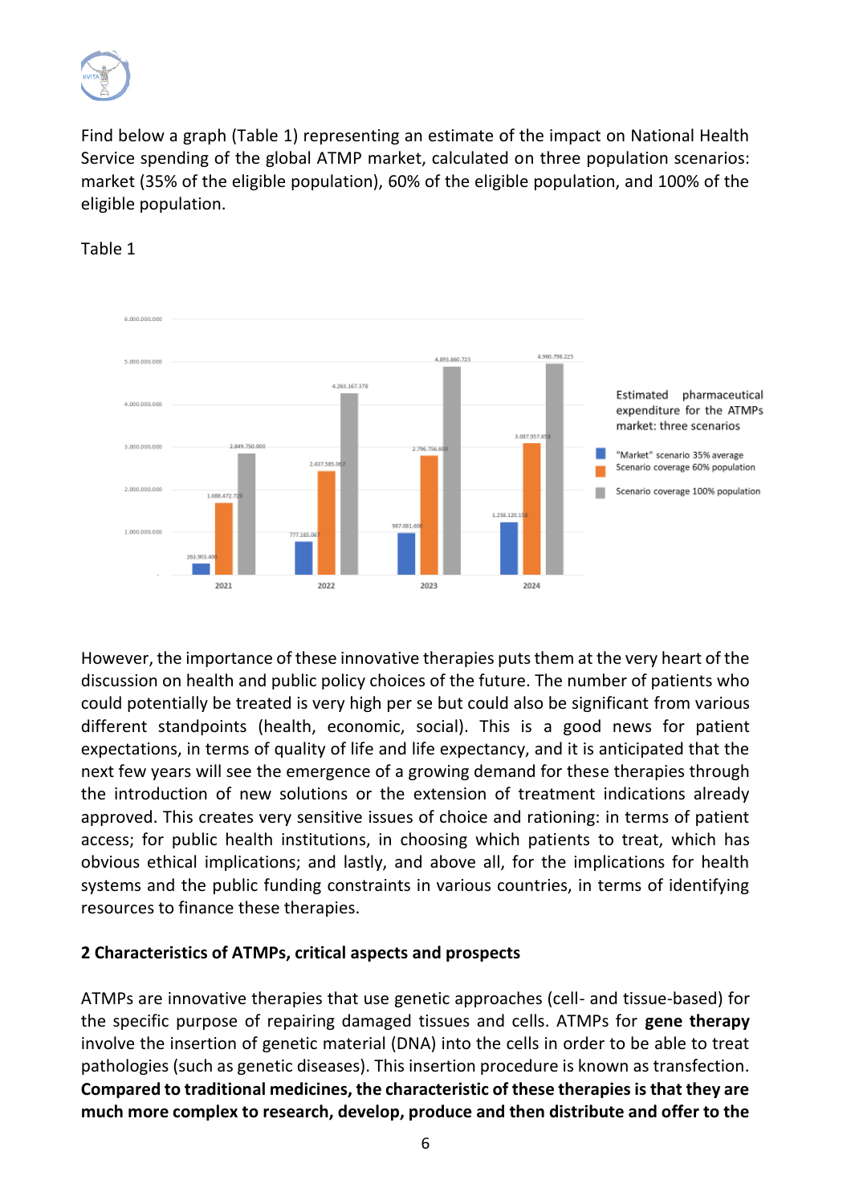Find below a graph (Table 1) representing an estimate of the impact on National Health Service spending of the global ATMP market, calculated on three population scenarios: market (35% of the eligible population), 60% of the eligible population, and 100% of the eligible population.

Table 1

Estimated pharmaceutical expenditure for the ATMPs market: three scenarios

| | "Market" scenario 35% average | Scenario coverage 60% population | Scenario coverage 100% population |
|---|---|---|---|
| 2021 | 263.903.400 | 1.688.472.720 | 2.849.750.000 |
| 2022 | 777.185.067 | 2.437.585.067 | 4.263.167.378 |
| 2023 | 987.081.600 | 2.796.756.600 | 4.893.860.725 |
| 2024 | 1.238.120.158 | 3.087.957.658 | 4.960.798.225 |

However, the importance of these innovative therapies puts them at the very heart of the discussion on health and public policy choices of the future. The number of patients who could potentially be treated is very high per se but could also be significant from various different standpoints (health, economic, social). This is a good news for patient expectations, in terms of quality of life and life expectancy, and it is anticipated that the next few years will see the emergence of a growing demand for these therapies through the introduction of new solutions or the extension of treatment indications already approved. This creates very sensitive issues of choice and rationing: in terms of patient access; for public health institutions, in choosing which patients to treat, which has obvious ethical implications; and lastly, and above all, for the implications for health systems and the public funding constraints in various countries, in terms of identifying resources to finance these therapies.

## 2 Characteristics of ATMPs, critical aspects and prospects

ATMPs are innovative therapies that use genetic approaches (cell- and tissue-based) for the specific purpose of repairing damaged tissues and cells. ATMPs for **gene therapy** involve the insertion of genetic material (DNA) into the cells in order to be able to treat pathologies (such as genetic diseases). This insertion procedure is known as transfection. **Compared to traditional medicines, the characteristic of these therapies is that they are much more complex to research, develop, produce and then distribute and offer to the**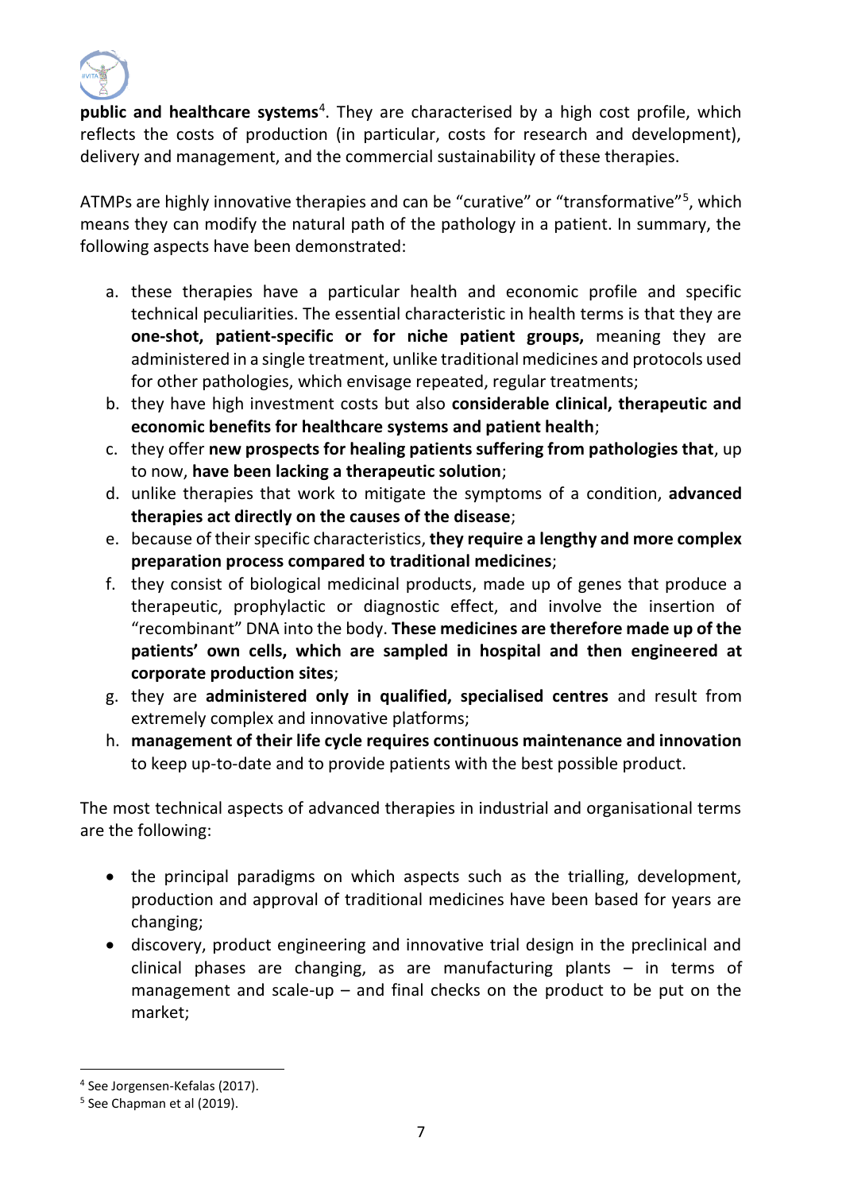**public and healthcare systems**[4]. They are characterised by a high cost profile, which reflects the costs of production (in particular, costs for research and development), delivery and management, and the commercial sustainability of these therapies.

ATMPs are highly innovative therapies and can be "curative" or "transformative"[5], which means they can modify the natural path of the pathology in a patient. In summary, the following aspects have been demonstrated:

a. these therapies have a particular health and economic profile and specific technical peculiarities. The essential characteristic in health terms is that they are **one-shot, patient-specific or for niche patient groups,** meaning they are administered in a single treatment, unlike traditional medicines and protocols used for other pathologies, which envisage repeated, regular treatments;
b. they have high investment costs but also **considerable clinical, therapeutic and economic benefits for healthcare systems and patient health**;
c. they offer **new prospects for healing patients suffering from pathologies that**, up to now, **have been lacking a therapeutic solution**;
d. unlike therapies that work to mitigate the symptoms of a condition, **advanced therapies act directly on the causes of the disease**;
e. because of their specific characteristics, **they require a lengthy and more complex preparation process compared to traditional medicines**;
f. they consist of biological medicinal products, made up of genes that produce a therapeutic, prophylactic or diagnostic effect, and involve the insertion of "recombinant" DNA into the body. **These medicines are therefore made up of the patients' own cells, which are sampled in hospital and then engineered at corporate production sites**;
g. they are **administered only in qualified, specialised centres** and result from extremely complex and innovative platforms;
h. **management of their life cycle requires continuous maintenance and innovation** to keep up-to-date and to provide patients with the best possible product.

The most technical aspects of advanced therapies in industrial and organisational terms are the following:

- the principal paradigms on which aspects such as the trialling, development, production and approval of traditional medicines have been based for years are changing;
- discovery, product engineering and innovative trial design in the preclinical and clinical phases are changing, as are manufacturing plants – in terms of management and scale-up – and final checks on the product to be put on the market;

[4] See Jorgensen-Kefalas (2017).

[5] See Chapman et al (2019).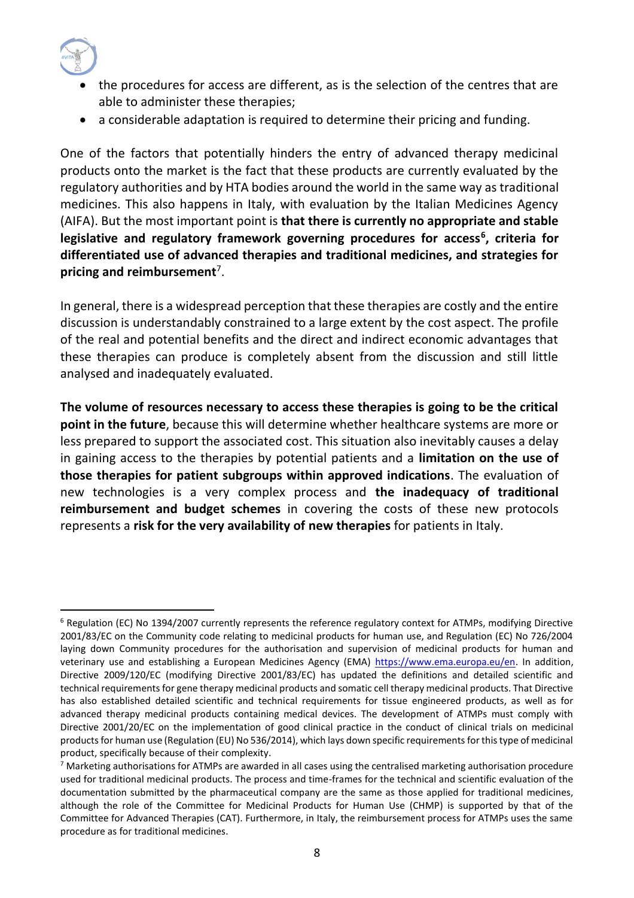- the procedures for access are different, as is the selection of the centres that are able to administer these therapies;
- a considerable adaptation is required to determine their pricing and funding.

One of the factors that potentially hinders the entry of advanced therapy medicinal products onto the market is the fact that these products are currently evaluated by the regulatory authorities and by HTA bodies around the world in the same way as traditional medicines. This also happens in Italy, with evaluation by the Italian Medicines Agency (AIFA). But the most important point is **that there is currently no appropriate and stable legislative and regulatory framework governing procedures for access[6], criteria for differentiated use of advanced therapies and traditional medicines, and strategies for pricing and reimbursement**[7].

In general, there is a widespread perception that these therapies are costly and the entire discussion is understandably constrained to a large extent by the cost aspect. The profile of the real and potential benefits and the direct and indirect economic advantages that these therapies can produce is completely absent from the discussion and still little analysed and inadequately evaluated.

**The volume of resources necessary to access these therapies is going to be the critical point in the future**, because this will determine whether healthcare systems are more or less prepared to support the associated cost. This situation also inevitably causes a delay in gaining access to the therapies by potential patients and a **limitation on the use of those therapies for patient subgroups within approved indications**. The evaluation of new technologies is a very complex process and **the inadequacy of traditional reimbursement and budget schemes** in covering the costs of these new protocols represents a **risk for the very availability of new therapies** for patients in Italy.

---

[6] Regulation (EC) No 1394/2007 currently represents the reference regulatory context for ATMPs, modifying Directive 2001/83/EC on the Community code relating to medicinal products for human use, and Regulation (EC) No 726/2004 laying down Community procedures for the authorisation and supervision of medicinal products for human and veterinary use and establishing a European Medicines Agency (EMA) https://www.ema.europa.eu/en. In addition, Directive 2009/120/EC (modifying Directive 2001/83/EC) has updated the definitions and detailed scientific and technical requirements for gene therapy medicinal products and somatic cell therapy medicinal products. That Directive has also established detailed scientific and technical requirements for tissue engineered products, as well as for advanced therapy medicinal products containing medical devices. The development of ATMPs must comply with Directive 2001/20/EC on the implementation of good clinical practice in the conduct of clinical trials on medicinal products for human use (Regulation (EU) No 536/2014), which lays down specific requirements for this type of medicinal product, specifically because of their complexity.

[7] Marketing authorisations for ATMPs are awarded in all cases using the centralised marketing authorisation procedure used for traditional medicinal products. The process and time-frames for the technical and scientific evaluation of the documentation submitted by the pharmaceutical company are the same as those applied for traditional medicines, although the role of the Committee for Medicinal Products for Human Use (CHMP) is supported by that of the Committee for Advanced Therapies (CAT). Furthermore, in Italy, the reimbursement process for ATMPs uses the same procedure as for traditional medicines.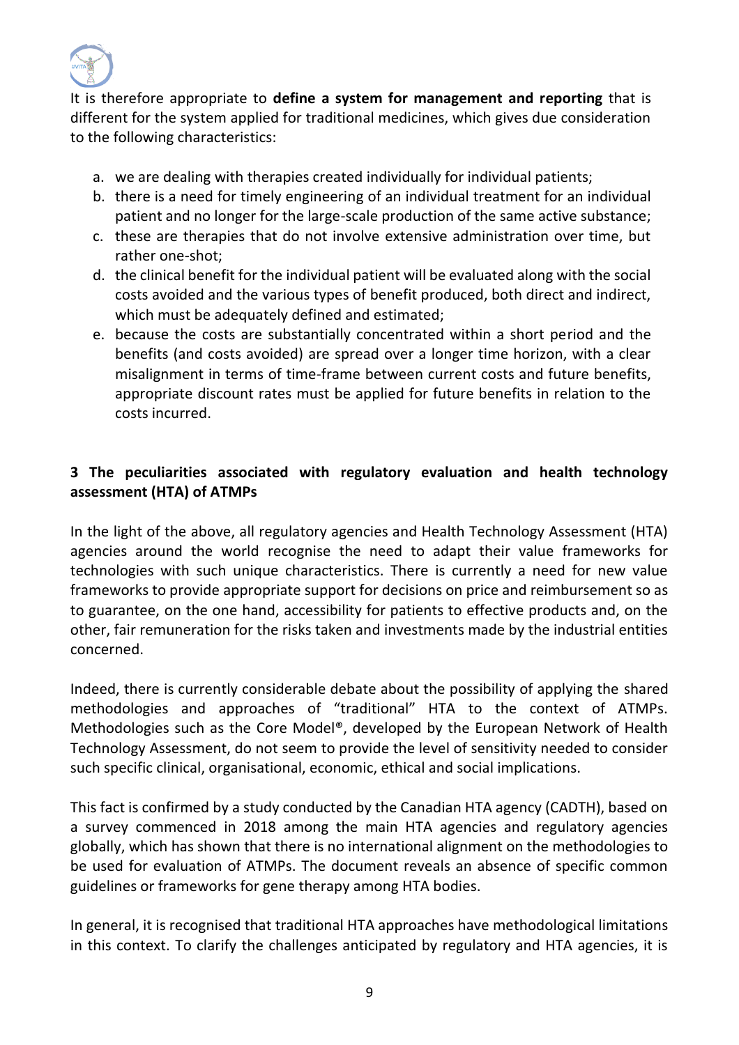It is therefore appropriate to **define a system for management and reporting** that is different for the system applied for traditional medicines, which gives due consideration to the following characteristics:

a. we are dealing with therapies created individually for individual patients;
b. there is a need for timely engineering of an individual treatment for an individual patient and no longer for the large-scale production of the same active substance;
c. these are therapies that do not involve extensive administration over time, but rather one-shot;
d. the clinical benefit for the individual patient will be evaluated along with the social costs avoided and the various types of benefit produced, both direct and indirect, which must be adequately defined and estimated;
e. because the costs are substantially concentrated within a short period and the benefits (and costs avoided) are spread over a longer time horizon, with a clear misalignment in terms of time-frame between current costs and future benefits, appropriate discount rates must be applied for future benefits in relation to the costs incurred.

## 3 The peculiarities associated with regulatory evaluation and health technology assessment (HTA) of ATMPs

In the light of the above, all regulatory agencies and Health Technology Assessment (HTA) agencies around the world recognise the need to adapt their value frameworks for technologies with such unique characteristics. There is currently a need for new value frameworks to provide appropriate support for decisions on price and reimbursement so as to guarantee, on the one hand, accessibility for patients to effective products and, on the other, fair remuneration for the risks taken and investments made by the industrial entities concerned.

Indeed, there is currently considerable debate about the possibility of applying the shared methodologies and approaches of "traditional" HTA to the context of ATMPs. Methodologies such as the Core Model®, developed by the European Network of Health Technology Assessment, do not seem to provide the level of sensitivity needed to consider such specific clinical, organisational, economic, ethical and social implications.

This fact is confirmed by a study conducted by the Canadian HTA agency (CADTH), based on a survey commenced in 2018 among the main HTA agencies and regulatory agencies globally, which has shown that there is no international alignment on the methodologies to be used for evaluation of ATMPs. The document reveals an absence of specific common guidelines or frameworks for gene therapy among HTA bodies.

In general, it is recognised that traditional HTA approaches have methodological limitations in this context. To clarify the challenges anticipated by regulatory and HTA agencies, it is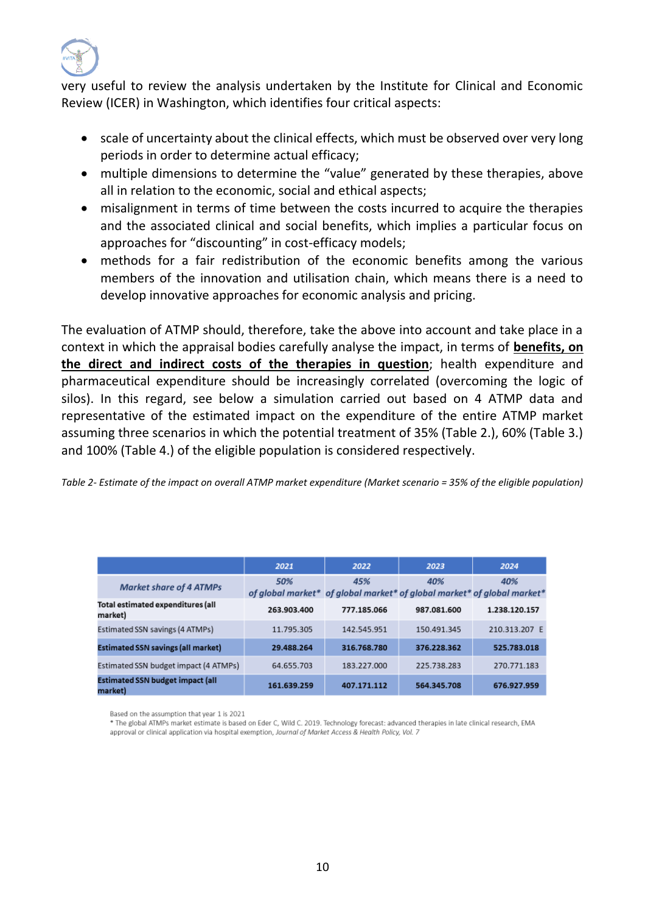very useful to review the analysis undertaken by the Institute for Clinical and Economic Review (ICER) in Washington, which identifies four critical aspects:

- scale of uncertainty about the clinical effects, which must be observed over very long periods in order to determine actual efficacy;
- multiple dimensions to determine the "value" generated by these therapies, above all in relation to the economic, social and ethical aspects;
- misalignment in terms of time between the costs incurred to acquire the therapies and the associated clinical and social benefits, which implies a particular focus on approaches for "discounting" in cost-efficacy models;
- methods for a fair redistribution of the economic benefits among the various members of the innovation and utilisation chain, which means there is a need to develop innovative approaches for economic analysis and pricing.

The evaluation of ATMP should, therefore, take the above into account and take place in a context in which the appraisal bodies carefully analyse the impact, in terms of **benefits, on the direct and indirect costs of the therapies in question**; health expenditure and pharmaceutical expenditure should be increasingly correlated (overcoming the logic of silos). In this regard, see below a simulation carried out based on 4 ATMP data and representative of the estimated impact on the expenditure of the entire ATMP market assuming three scenarios in which the potential treatment of 35% (Table 2.), 60% (Table 3.) and 100% (Table 4.) of the eligible population is considered respectively.

*Table 2- Estimate of the impact on overall ATMP market expenditure (Market scenario = 35% of the eligible population)*

| | 2021 | 2022 | 2023 | 2024 |
|---|---|---|---|---|
| *Market share of 4 ATMPs* | *50% of global market** | *45% of global market** | *40% of global market** | *40% of global market** |
| **Total estimated expenditures (all market)** | **263.903.400** | **777.185.066** | **987.081.600** | **1.238.120.157** |
| Estimated SSN savings (4 ATMPs) | 11.795.305 | 142.545.951 | 150.491.345 | 210.313.207 E |
| **Estimated SSN savings (all market)** | **29.488.264** | **316.768.780** | **376.228.362** | **525.783.018** |
| Estimated SSN budget impact (4 ATMPs) | 64.655.703 | 183.227.000 | 225.738.283 | 270.771.183 |
| **Estimated SSN budget impact (all market)** | **161.639.259** | **407.171.112** | **564.345.708** | **676.927.959** |

Based on the assumption that year 1 is 2021

* The global ATMPs market estimate is based on Eder C, Wild C. 2019. Technology forecast: advanced therapies in late clinical research, EMA approval or clinical application via hospital exemption, *Journal of Market Access & Health Policy, Vol. 7*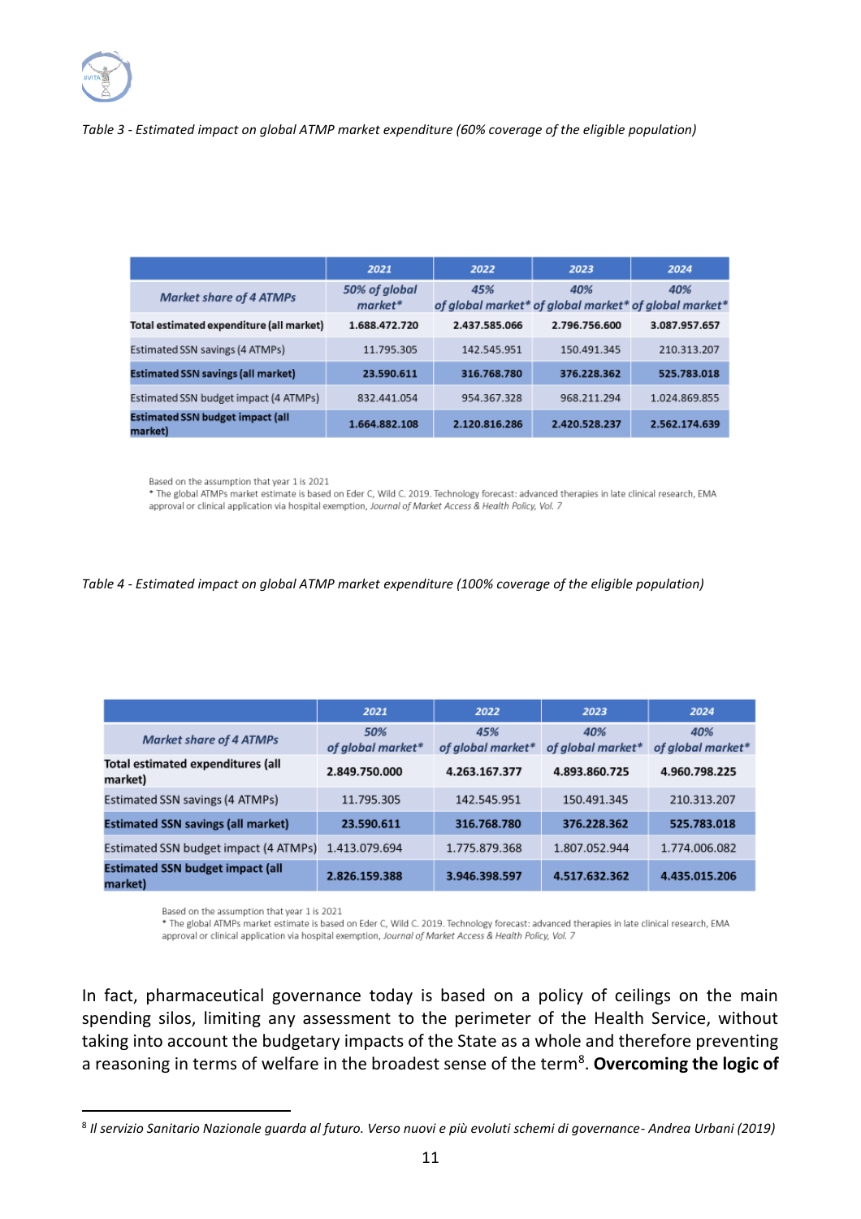*Table 3 - Estimated impact on global ATMP market expenditure (60% coverage of the eligible population)*

| | 2021 | 2022 | 2023 | 2024 |
|---|---|---|---|---|
| *Market share of 4 ATMPs* | *50% of global market** | *45% of global market** | *40% of global market** | *40% of global market** |
| **Total estimated expenditure (all market)** | **1.688.472.720** | **2.437.585.066** | **2.796.756.600** | **3.087.957.657** |
| Estimated SSN savings (4 ATMPs) | 11.795.305 | 142.545.951 | 150.491.345 | 210.313.207 |
| **Estimated SSN savings (all market)** | **23.590.611** | **316.768.780** | **376.228.362** | **525.783.018** |
| Estimated SSN budget impact (4 ATMPs) | 832.441.054 | 954.367.328 | 968.211.294 | 1.024.869.855 |
| **Estimated SSN budget impact (all market)** | **1.664.882.108** | **2.120.816.286** | **2.420.528.237** | **2.562.174.639** |

Based on the assumption that year 1 is 2021
* The global ATMPs market estimate is based on Eder C, Wild C. 2019. Technology forecast: advanced therapies in late clinical research, EMA approval or clinical application via hospital exemption, *Journal of Market Access & Health Policy, Vol. 7*

*Table 4 - Estimated impact on global ATMP market expenditure (100% coverage of the eligible population)*

| | 2021 | 2022 | 2023 | 2024 |
|---|---|---|---|---|
| *Market share of 4 ATMPs* | *50% of global market** | *45% of global market** | *40% of global market** | *40% of global market** |
| **Total estimated expenditures (all market)** | **2.849.750.000** | **4.263.167.377** | **4.893.860.725** | **4.960.798.225** |
| Estimated SSN savings (4 ATMPs) | 11.795.305 | 142.545.951 | 150.491.345 | 210.313.207 |
| **Estimated SSN savings (all market)** | **23.590.611** | **316.768.780** | **376.228.362** | **525.783.018** |
| Estimated SSN budget impact (4 ATMPs) | 1.413.079.694 | 1.775.879.368 | 1.807.052.944 | 1.774.006.082 |
| **Estimated SSN budget impact (all market)** | **2.826.159.388** | **3.946.398.597** | **4.517.632.362** | **4.435.015.206** |

Based on the assumption that year 1 is 2021
* The global ATMPs market estimate is based on Eder C, Wild C. 2019. Technology forecast: advanced therapies in late clinical research, EMA approval or clinical application via hospital exemption, *Journal of Market Access & Health Policy, Vol. 7*

In fact, pharmaceutical governance today is based on a policy of ceilings on the main spending silos, limiting any assessment to the perimeter of the Health Service, without taking into account the budgetary impacts of the State as a whole and therefore preventing a reasoning in terms of welfare in the broadest sense of the term[8]. **Overcoming the logic of**

[8] *Il servizio Sanitario Nazionale guarda al futuro. Verso nuovi e più evoluti schemi di governance- Andrea Urbani (2019)*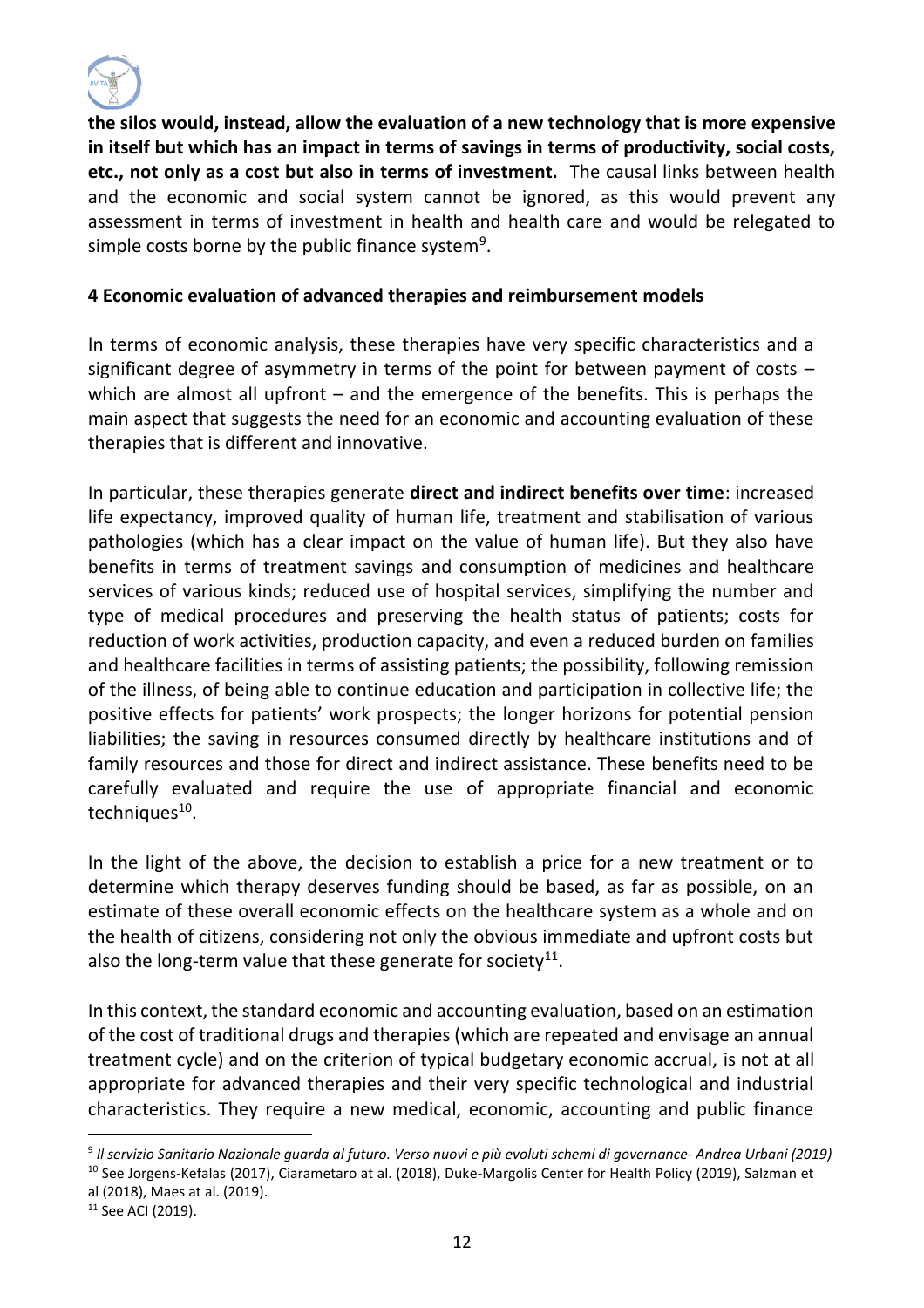**the silos would, instead, allow the evaluation of a new technology that is more expensive in itself but which has an impact in terms of savings in terms of productivity, social costs, etc., not only as a cost but also in terms of investment.** The causal links between health and the economic and social system cannot be ignored, as this would prevent any assessment in terms of investment in health and health care and would be relegated to simple costs borne by the public finance system[9].

## 4 Economic evaluation of advanced therapies and reimbursement models

In terms of economic analysis, these therapies have very specific characteristics and a significant degree of asymmetry in terms of the point for between payment of costs – which are almost all upfront – and the emergence of the benefits. This is perhaps the main aspect that suggests the need for an economic and accounting evaluation of these therapies that is different and innovative.

In particular, these therapies generate **direct and indirect benefits over time**: increased life expectancy, improved quality of human life, treatment and stabilisation of various pathologies (which has a clear impact on the value of human life). But they also have benefits in terms of treatment savings and consumption of medicines and healthcare services of various kinds; reduced use of hospital services, simplifying the number and type of medical procedures and preserving the health status of patients; costs for reduction of work activities, production capacity, and even a reduced burden on families and healthcare facilities in terms of assisting patients; the possibility, following remission of the illness, of being able to continue education and participation in collective life; the positive effects for patients' work prospects; the longer horizons for potential pension liabilities; the saving in resources consumed directly by healthcare institutions and of family resources and those for direct and indirect assistance. These benefits need to be carefully evaluated and require the use of appropriate financial and economic techniques[10].

In the light of the above, the decision to establish a price for a new treatment or to determine which therapy deserves funding should be based, as far as possible, on an estimate of these overall economic effects on the healthcare system as a whole and on the health of citizens, considering not only the obvious immediate and upfront costs but also the long-term value that these generate for society[11].

In this context, the standard economic and accounting evaluation, based on an estimation of the cost of traditional drugs and therapies (which are repeated and envisage an annual treatment cycle) and on the criterion of typical budgetary economic accrual, is not at all appropriate for advanced therapies and their very specific technological and industrial characteristics. They require a new medical, economic, accounting and public finance

---

[9] *Il servizio Sanitario Nazionale guarda al futuro. Verso nuovi e più evoluti schemi di governance- Andrea Urbani (2019)*

[10] See Jorgens-Kefalas (2017), Ciarametaro at al. (2018), Duke-Margolis Center for Health Policy (2019), Salzman et al (2018), Maes at al. (2019).

[11] See ACI (2019).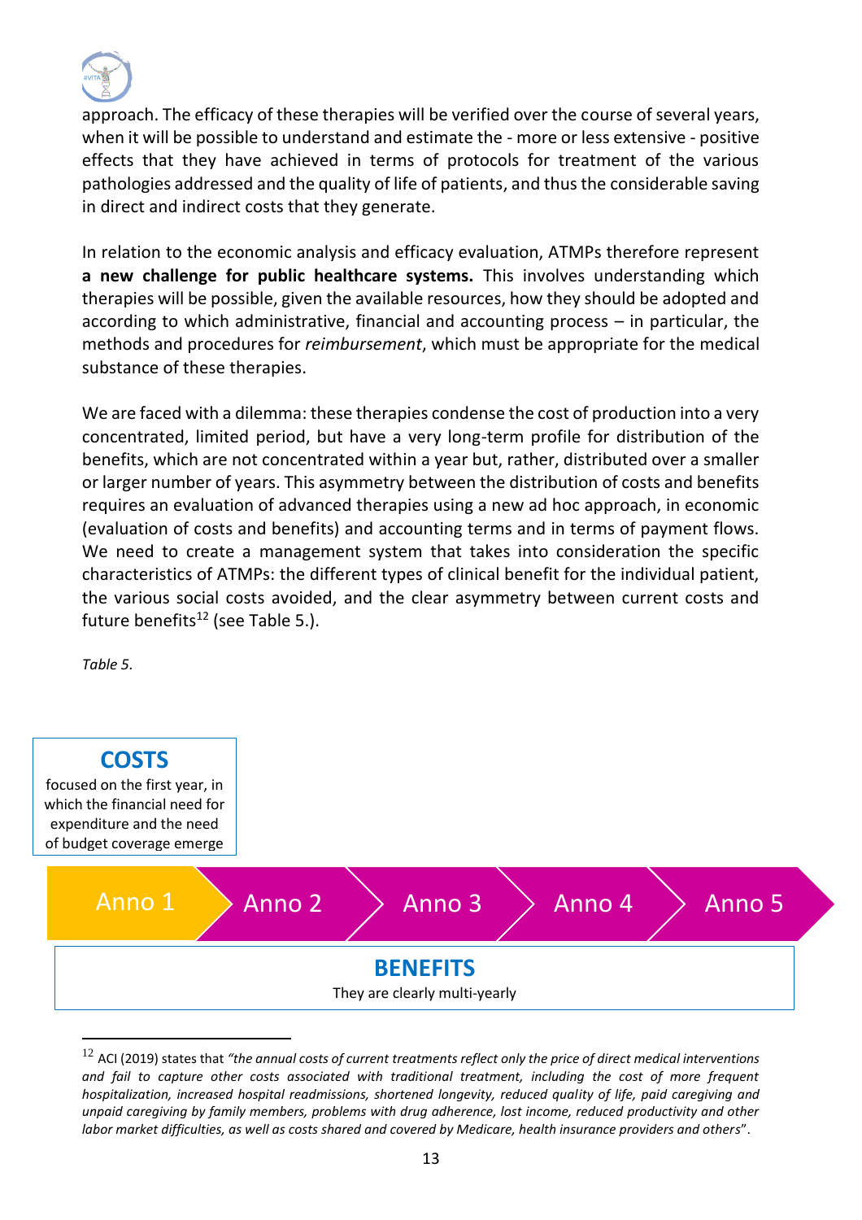approach. The efficacy of these therapies will be verified over the course of several years, when it will be possible to understand and estimate the - more or less extensive - positive effects that they have achieved in terms of protocols for treatment of the various pathologies addressed and the quality of life of patients, and thus the considerable saving in direct and indirect costs that they generate.

In relation to the economic analysis and efficacy evaluation, ATMPs therefore represent **a new challenge for public healthcare systems.** This involves understanding which therapies will be possible, given the available resources, how they should be adopted and according to which administrative, financial and accounting process – in particular, the methods and procedures for *reimbursement*, which must be appropriate for the medical substance of these therapies.

We are faced with a dilemma: these therapies condense the cost of production into a very concentrated, limited period, but have a very long-term profile for distribution of the benefits, which are not concentrated within a year but, rather, distributed over a smaller or larger number of years. This asymmetry between the distribution of costs and benefits requires an evaluation of advanced therapies using a new ad hoc approach, in economic (evaluation of costs and benefits) and accounting terms and in terms of payment flows. We need to create a management system that takes into consideration the specific characteristics of ATMPs: the different types of clinical benefit for the individual patient, the various social costs avoided, and the clear asymmetry between current costs and future benefits[12] (see Table 5.).

*Table 5.*

**COSTS**
focused on the first year, in which the financial need for expenditure and the need of budget coverage emerge

| Anno 1 | Anno 2 | Anno 3 | Anno 4 | Anno 5 |
|---|---|---|---|---|

**BENEFITS**
They are clearly multi-yearly

[12] ACI (2019) states that *"the annual costs of current treatments reflect only the price of direct medical interventions and fail to capture other costs associated with traditional treatment, including the cost of more frequent hospitalization, increased hospital readmissions, shortened longevity, reduced quality of life, paid caregiving and unpaid caregiving by family members, problems with drug adherence, lost income, reduced productivity and other labor market difficulties, as well as costs shared and covered by Medicare, health insurance providers and others*".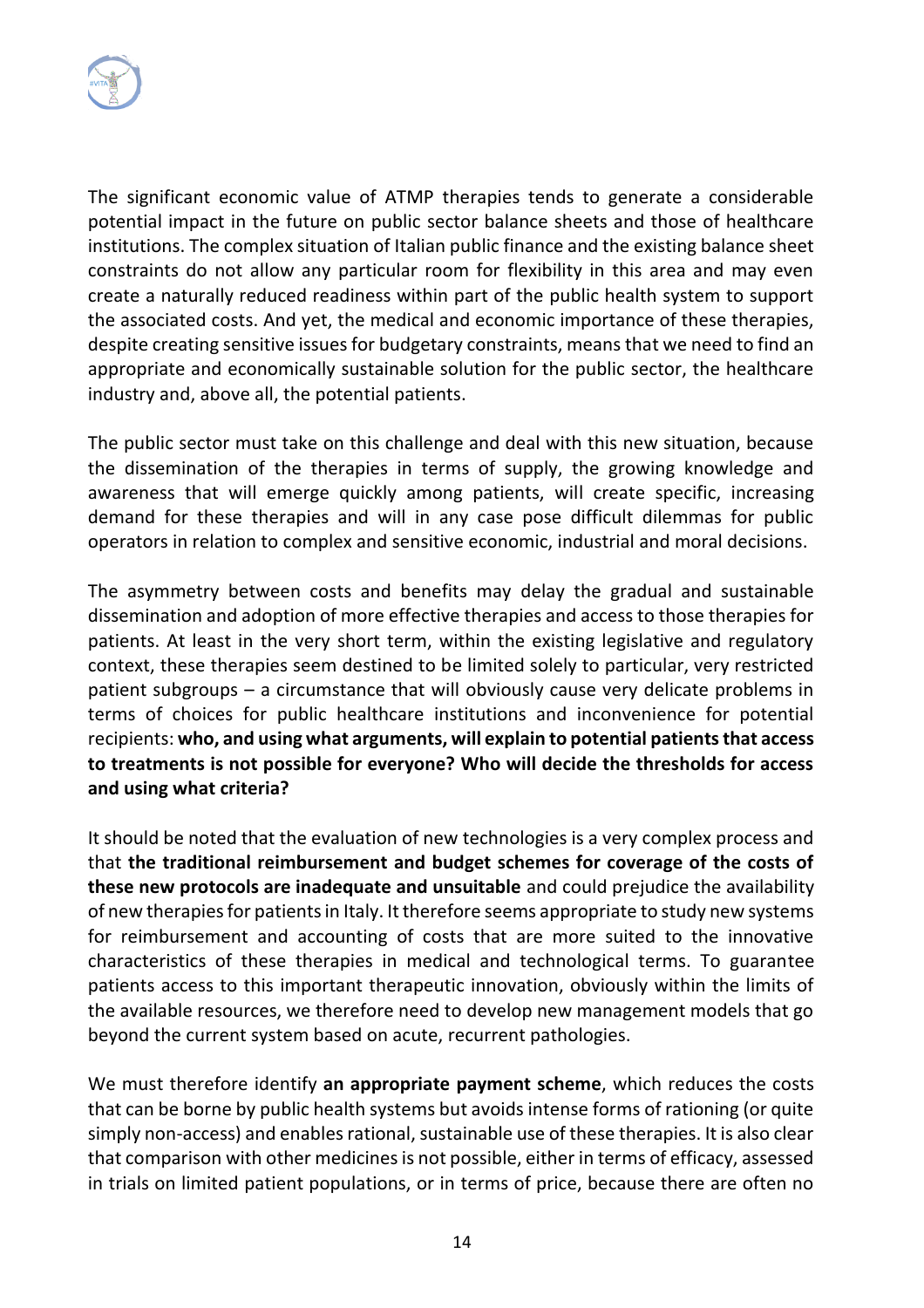The significant economic value of ATMP therapies tends to generate a considerable potential impact in the future on public sector balance sheets and those of healthcare institutions. The complex situation of Italian public finance and the existing balance sheet constraints do not allow any particular room for flexibility in this area and may even create a naturally reduced readiness within part of the public health system to support the associated costs. And yet, the medical and economic importance of these therapies, despite creating sensitive issues for budgetary constraints, means that we need to find an appropriate and economically sustainable solution for the public sector, the healthcare industry and, above all, the potential patients.

The public sector must take on this challenge and deal with this new situation, because the dissemination of the therapies in terms of supply, the growing knowledge and awareness that will emerge quickly among patients, will create specific, increasing demand for these therapies and will in any case pose difficult dilemmas for public operators in relation to complex and sensitive economic, industrial and moral decisions.

The asymmetry between costs and benefits may delay the gradual and sustainable dissemination and adoption of more effective therapies and access to those therapies for patients. At least in the very short term, within the existing legislative and regulatory context, these therapies seem destined to be limited solely to particular, very restricted patient subgroups – a circumstance that will obviously cause very delicate problems in terms of choices for public healthcare institutions and inconvenience for potential recipients: **who, and using what arguments, will explain to potential patients that access to treatments is not possible for everyone? Who will decide the thresholds for access and using what criteria?**

It should be noted that the evaluation of new technologies is a very complex process and that **the traditional reimbursement and budget schemes for coverage of the costs of these new protocols are inadequate and unsuitable** and could prejudice the availability of new therapies for patients in Italy. It therefore seems appropriate to study new systems for reimbursement and accounting of costs that are more suited to the innovative characteristics of these therapies in medical and technological terms. To guarantee patients access to this important therapeutic innovation, obviously within the limits of the available resources, we therefore need to develop new management models that go beyond the current system based on acute, recurrent pathologies.

We must therefore identify **an appropriate payment scheme**, which reduces the costs that can be borne by public health systems but avoids intense forms of rationing (or quite simply non-access) and enables rational, sustainable use of these therapies. It is also clear that comparison with other medicines is not possible, either in terms of efficacy, assessed in trials on limited patient populations, or in terms of price, because there are often no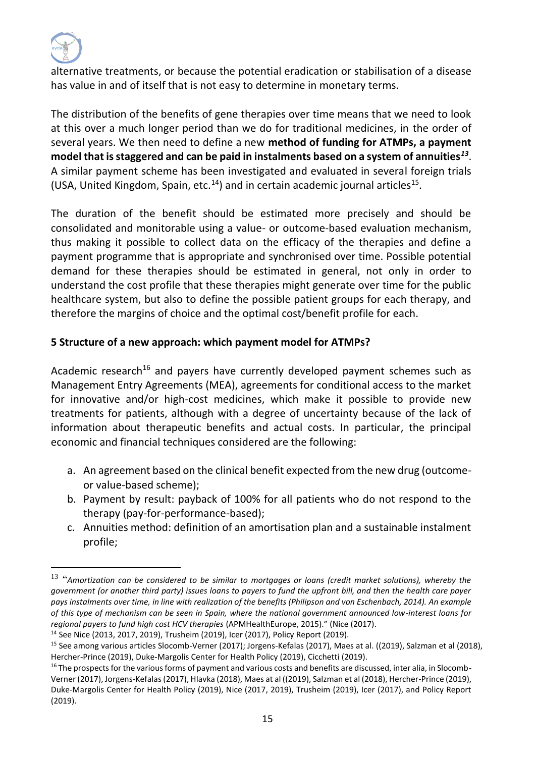alternative treatments, or because the potential eradication or stabilisation of a disease has value in and of itself that is not easy to determine in monetary terms.

The distribution of the benefits of gene therapies over time means that we need to look at this over a much longer period than we do for traditional medicines, in the order of several years. We then need to define a new **method of funding for ATMPs, a payment model that is staggered and can be paid in instalments based on a system of annuities*[13]***. A similar payment scheme has been investigated and evaluated in several foreign trials (USA, United Kingdom, Spain, etc.[14]) and in certain academic journal articles[15].

The duration of the benefit should be estimated more precisely and should be consolidated and monitorable using a value- or outcome-based evaluation mechanism, thus making it possible to collect data on the efficacy of the therapies and define a payment programme that is appropriate and synchronised over time. Possible potential demand for these therapies should be estimated in general, not only in order to understand the cost profile that these therapies might generate over time for the public healthcare system, but also to define the possible patient groups for each therapy, and therefore the margins of choice and the optimal cost/benefit profile for each.

## 5 Structure of a new approach: which payment model for ATMPs?

Academic research[16] and payers have currently developed payment schemes such as Management Entry Agreements (MEA), agreements for conditional access to the market for innovative and/or high-cost medicines, which make it possible to provide new treatments for patients, although with a degree of uncertainty because of the lack of information about therapeutic benefits and actual costs. In particular, the principal economic and financial techniques considered are the following:

a. An agreement based on the clinical benefit expected from the new drug (outcome- or value-based scheme);
b. Payment by result: payback of 100% for all patients who do not respond to the therapy (pay-for-performance-based);
c. Annuities method: definition of an amortisation plan and a sustainable instalment profile;

---

[13] "*Amortization can be considered to be similar to mortgages or loans (credit market solutions), whereby the government (or another third party) issues loans to payers to fund the upfront bill, and then the health care payer pays instalments over time, in line with realization of the benefits (Philipson and von Eschenbach, 2014). An example of this type of mechanism can be seen in Spain, where the national government announced low-interest loans for regional payers to fund high cost HCV therapies* (APMHealthEurope, 2015)." (Nice (2017).

[14] See Nice (2013, 2017, 2019), Trusheim (2019), Icer (2017), Policy Report (2019).

[15] See among various articles Slocomb-Verner (2017); Jorgens-Kefalas (2017), Maes at al. ((2019), Salzman et al (2018), Hercher-Prince (2019), Duke-Margolis Center for Health Policy (2019), Cicchetti (2019).

[16] The prospects for the various forms of payment and various costs and benefits are discussed, inter alia, in Slocomb-Verner (2017), Jorgens-Kefalas (2017), Hlavka (2018), Maes at al ((2019), Salzman et al (2018), Hercher-Prince (2019), Duke-Margolis Center for Health Policy (2019), Nice (2017, 2019), Trusheim (2019), Icer (2017), and Policy Report (2019).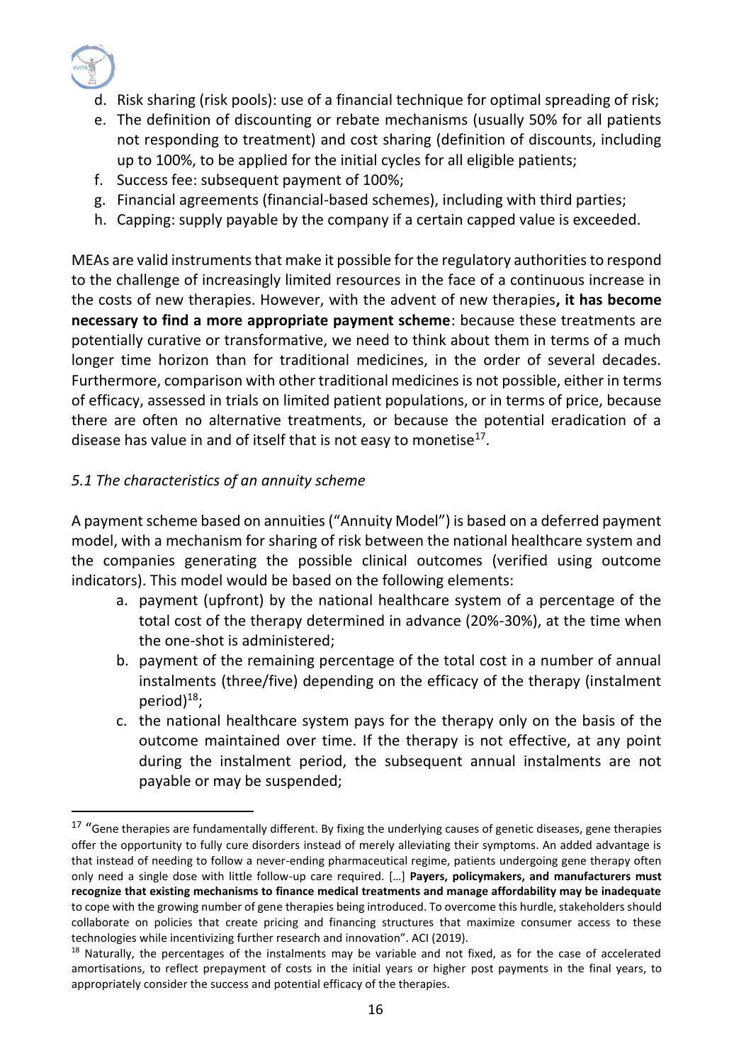d. Risk sharing (risk pools): use of a financial technique for optimal spreading of risk;
e. The definition of discounting or rebate mechanisms (usually 50% for all patients not responding to treatment) and cost sharing (definition of discounts, including up to 100%, to be applied for the initial cycles for all eligible patients;
f. Success fee: subsequent payment of 100%;
g. Financial agreements (financial-based schemes), including with third parties;
h. Capping: supply payable by the company if a certain capped value is exceeded.

MEAs are valid instruments that make it possible for the regulatory authorities to respond to the challenge of increasingly limited resources in the face of a continuous increase in the costs of new therapies. However, with the advent of new therapies**, it has become necessary to find a more appropriate payment scheme**: because these treatments are potentially curative or transformative, we need to think about them in terms of a much longer time horizon than for traditional medicines, in the order of several decades. Furthermore, comparison with other traditional medicines is not possible, either in terms of efficacy, assessed in trials on limited patient populations, or in terms of price, because there are often no alternative treatments, or because the potential eradication of a disease has value in and of itself that is not easy to monetise[17].

### *5.1 The characteristics of an annuity scheme*

A payment scheme based on annuities ("Annuity Model") is based on a deferred payment model, with a mechanism for sharing of risk between the national healthcare system and the companies generating the possible clinical outcomes (verified using outcome indicators). This model would be based on the following elements:

a. payment (upfront) by the national healthcare system of a percentage of the total cost of the therapy determined in advance (20%-30%), at the time when the one-shot is administered;
b. payment of the remaining percentage of the total cost in a number of annual instalments (three/five) depending on the efficacy of the therapy (instalment period)[18];
c. the national healthcare system pays for the therapy only on the basis of the outcome maintained over time. If the therapy is not effective, at any point during the instalment period, the subsequent annual instalments are not payable or may be suspended;

---

[17] "Gene therapies are fundamentally different. By fixing the underlying causes of genetic diseases, gene therapies offer the opportunity to fully cure disorders instead of merely alleviating their symptoms. An added advantage is that instead of needing to follow a never-ending pharmaceutical regime, patients undergoing gene therapy often only need a single dose with little follow-up care required. […] **Payers, policymakers, and manufacturers must recognize that existing mechanisms to finance medical treatments and manage affordability may be inadequate** to cope with the growing number of gene therapies being introduced. To overcome this hurdle, stakeholders should collaborate on policies that create pricing and financing structures that maximize consumer access to these technologies while incentivizing further research and innovation". ACI (2019).

[18] Naturally, the percentages of the instalments may be variable and not fixed, as for the case of accelerated amortisations, to reflect prepayment of costs in the initial years or higher post payments in the final years, to appropriately consider the success and potential efficacy of the therapies.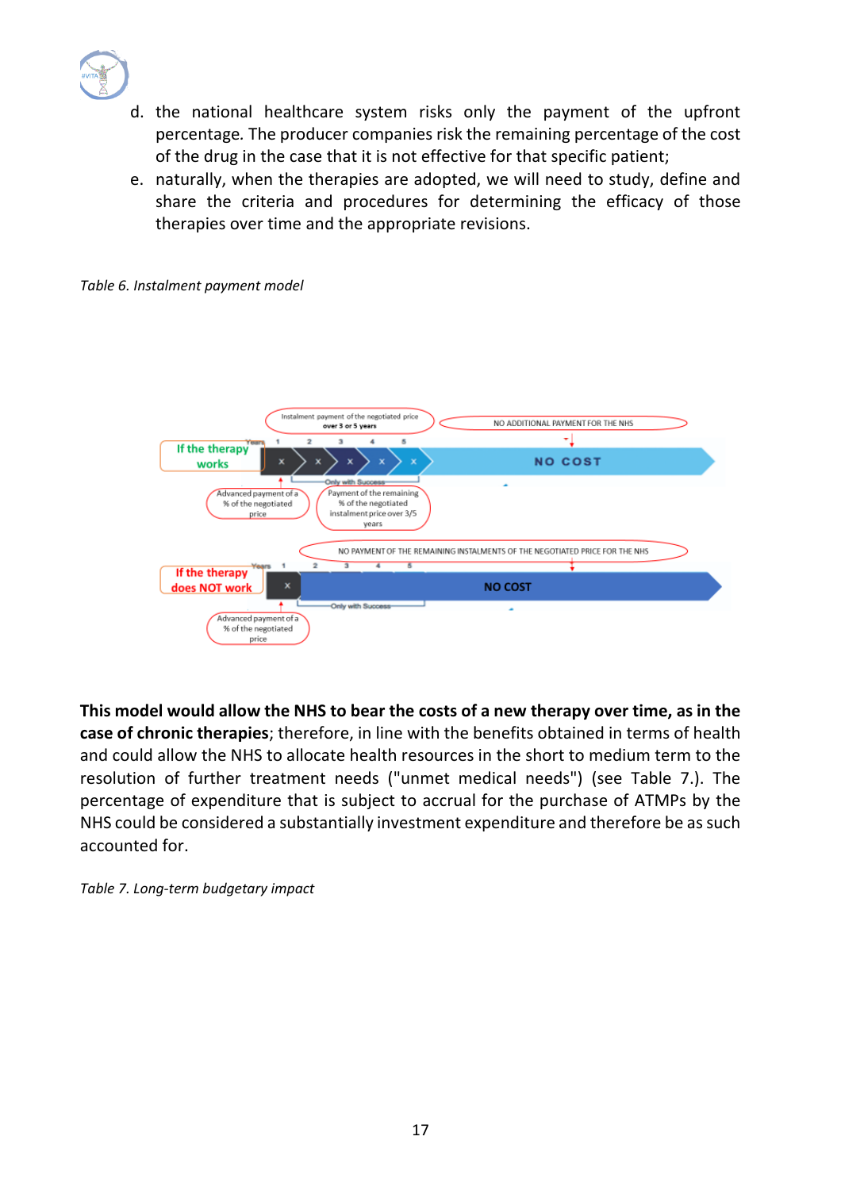d. the national healthcare system risks only the payment of the upfront percentage. The producer companies risk the remaining percentage of the cost of the drug in the case that it is not effective for that specific patient;
e. naturally, when the therapies are adopted, we will need to study, define and share the criteria and procedures for determining the efficacy of those therapies over time and the appropriate revisions.

*Table 6. Instalment payment model*

If the therapy works

Years: 1, 2, 3, 4, 5

Instalment payment of the negotiated price **over 3 or 5 years**

NO ADDITIONAL PAYMENT FOR THE NHS

NO COST

Only with Success

Advanced payment of a % of the negotiated price

Payment of the remaining % of the negotiated instalment price over 3/5 years

If the therapy does NOT work

Years: 1, 2, 3, 4, 5

NO PAYMENT OF THE REMAINING INSTALMENTS OF THE NEGOTIATED PRICE FOR THE NHS

NO COST

Only with Success

Advanced payment of a % of the negotiated price

**This model would allow the NHS to bear the costs of a new therapy over time, as in the case of chronic therapies**; therefore, in line with the benefits obtained in terms of health and could allow the NHS to allocate health resources in the short to medium term to the resolution of further treatment needs ("unmet medical needs") (see Table 7.). The percentage of expenditure that is subject to accrual for the purchase of ATMPs by the NHS could be considered a substantially investment expenditure and therefore be as such accounted for.

*Table 7. Long-term budgetary impact*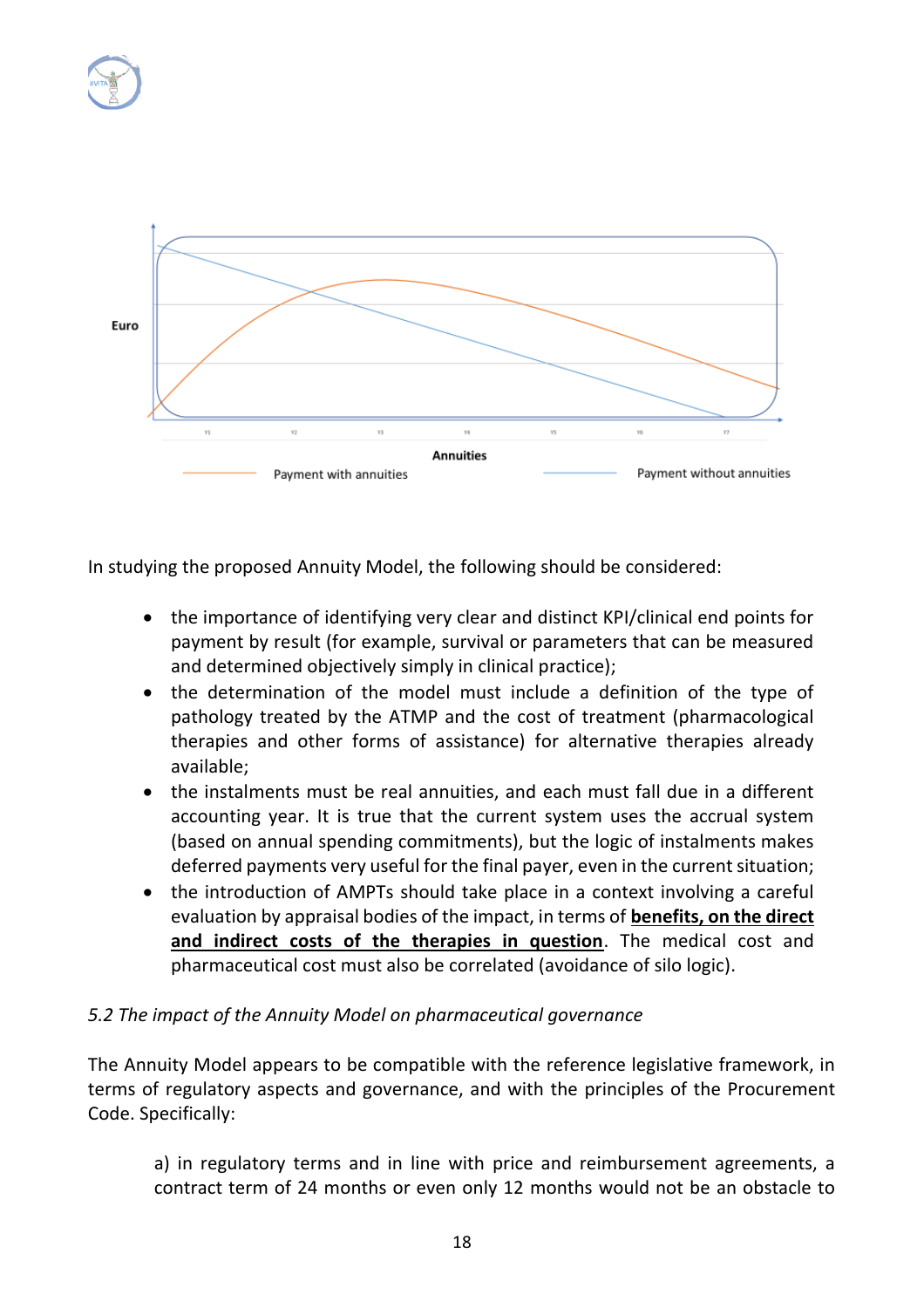Euro

Annuities

Payment with annuities — Payment without annuities

In studying the proposed Annuity Model, the following should be considered:

- the importance of identifying very clear and distinct KPI/clinical end points for payment by result (for example, survival or parameters that can be measured and determined objectively simply in clinical practice);
- the determination of the model must include a definition of the type of pathology treated by the ATMP and the cost of treatment (pharmacological therapies and other forms of assistance) for alternative therapies already available;
- the instalments must be real annuities, and each must fall due in a different accounting year. It is true that the current system uses the accrual system (based on annual spending commitments), but the logic of instalments makes deferred payments very useful for the final payer, even in the current situation;
- the introduction of AMPTs should take place in a context involving a careful evaluation by appraisal bodies of the impact, in terms of **benefits, on the direct and indirect costs of the therapies in question**. The medical cost and pharmaceutical cost must also be correlated (avoidance of silo logic).

*5.2 The impact of the Annuity Model on pharmaceutical governance*

The Annuity Model appears to be compatible with the reference legislative framework, in terms of regulatory aspects and governance, and with the principles of the Procurement Code. Specifically:

a) in regulatory terms and in line with price and reimbursement agreements, a contract term of 24 months or even only 12 months would not be an obstacle to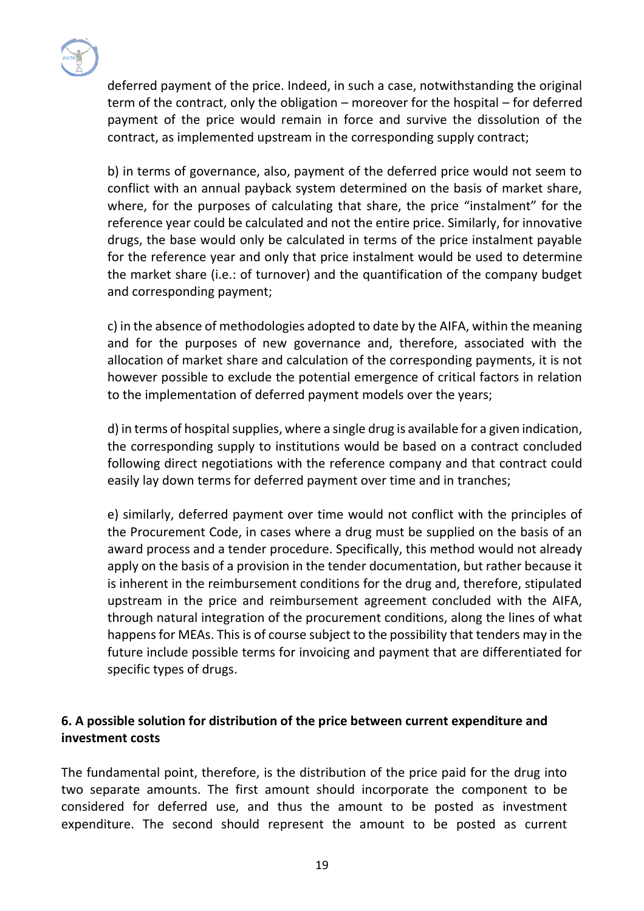deferred payment of the price. Indeed, in such a case, notwithstanding the original term of the contract, only the obligation – moreover for the hospital – for deferred payment of the price would remain in force and survive the dissolution of the contract, as implemented upstream in the corresponding supply contract;

b) in terms of governance, also, payment of the deferred price would not seem to conflict with an annual payback system determined on the basis of market share, where, for the purposes of calculating that share, the price "instalment" for the reference year could be calculated and not the entire price. Similarly, for innovative drugs, the base would only be calculated in terms of the price instalment payable for the reference year and only that price instalment would be used to determine the market share (i.e.: of turnover) and the quantification of the company budget and corresponding payment;

c) in the absence of methodologies adopted to date by the AIFA, within the meaning and for the purposes of new governance and, therefore, associated with the allocation of market share and calculation of the corresponding payments, it is not however possible to exclude the potential emergence of critical factors in relation to the implementation of deferred payment models over the years;

d) in terms of hospital supplies, where a single drug is available for a given indication, the corresponding supply to institutions would be based on a contract concluded following direct negotiations with the reference company and that contract could easily lay down terms for deferred payment over time and in tranches;

e) similarly, deferred payment over time would not conflict with the principles of the Procurement Code, in cases where a drug must be supplied on the basis of an award process and a tender procedure. Specifically, this method would not already apply on the basis of a provision in the tender documentation, but rather because it is inherent in the reimbursement conditions for the drug and, therefore, stipulated upstream in the price and reimbursement agreement concluded with the AIFA, through natural integration of the procurement conditions, along the lines of what happens for MEAs. This is of course subject to the possibility that tenders may in the future include possible terms for invoicing and payment that are differentiated for specific types of drugs.

## 6. A possible solution for distribution of the price between current expenditure and investment costs

The fundamental point, therefore, is the distribution of the price paid for the drug into two separate amounts. The first amount should incorporate the component to be considered for deferred use, and thus the amount to be posted as investment expenditure. The second should represent the amount to be posted as current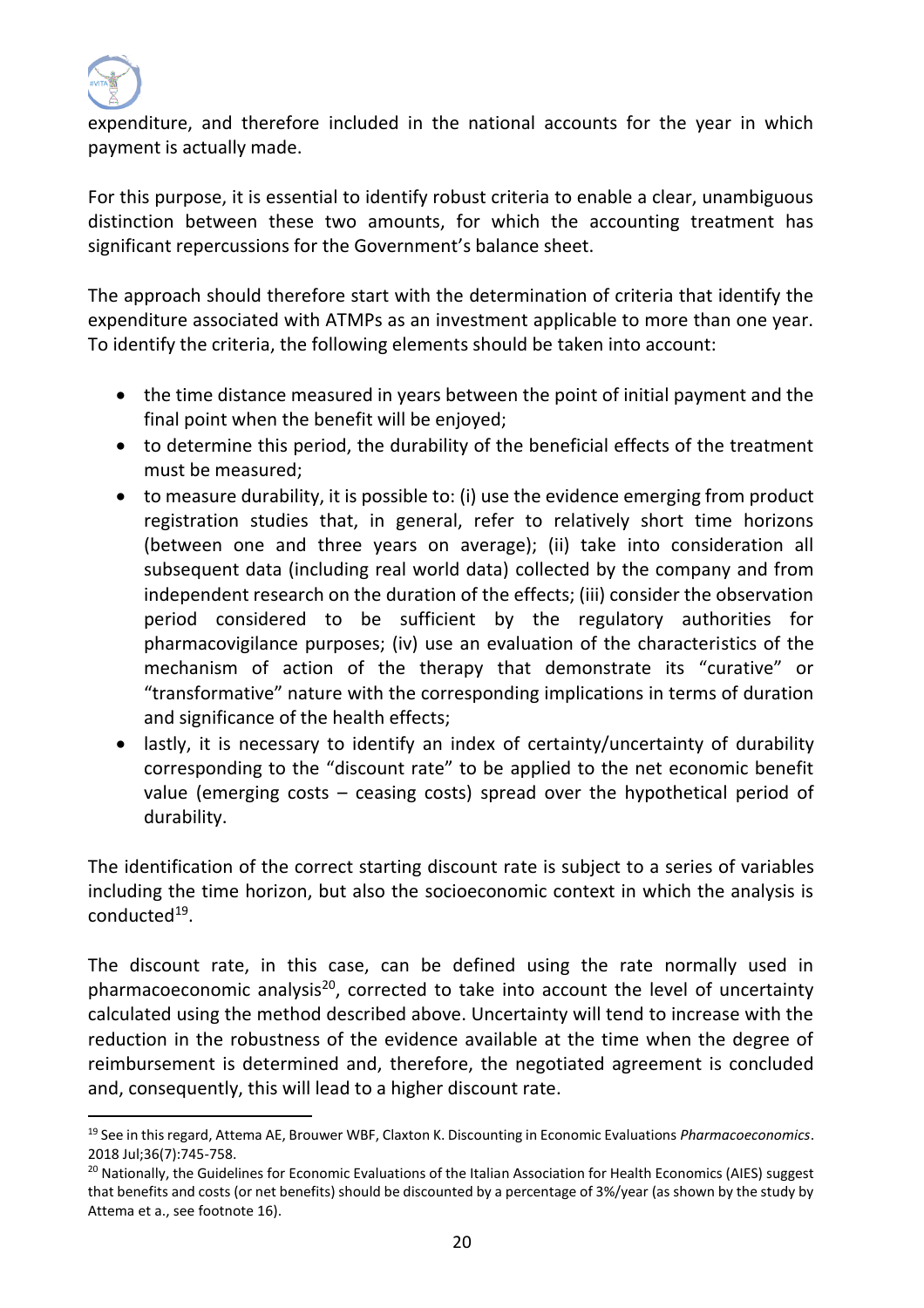expenditure, and therefore included in the national accounts for the year in which payment is actually made.

For this purpose, it is essential to identify robust criteria to enable a clear, unambiguous distinction between these two amounts, for which the accounting treatment has significant repercussions for the Government's balance sheet.

The approach should therefore start with the determination of criteria that identify the expenditure associated with ATMPs as an investment applicable to more than one year. To identify the criteria, the following elements should be taken into account:

- the time distance measured in years between the point of initial payment and the final point when the benefit will be enjoyed;
- to determine this period, the durability of the beneficial effects of the treatment must be measured;
- to measure durability, it is possible to: (i) use the evidence emerging from product registration studies that, in general, refer to relatively short time horizons (between one and three years on average); (ii) take into consideration all subsequent data (including real world data) collected by the company and from independent research on the duration of the effects; (iii) consider the observation period considered to be sufficient by the regulatory authorities for pharmacovigilance purposes; (iv) use an evaluation of the characteristics of the mechanism of action of the therapy that demonstrate its "curative" or "transformative" nature with the corresponding implications in terms of duration and significance of the health effects;
- lastly, it is necessary to identify an index of certainty/uncertainty of durability corresponding to the "discount rate" to be applied to the net economic benefit value (emerging costs – ceasing costs) spread over the hypothetical period of durability.

The identification of the correct starting discount rate is subject to a series of variables including the time horizon, but also the socioeconomic context in which the analysis is conducted[19].

The discount rate, in this case, can be defined using the rate normally used in pharmacoeconomic analysis[20], corrected to take into account the level of uncertainty calculated using the method described above. Uncertainty will tend to increase with the reduction in the robustness of the evidence available at the time when the degree of reimbursement is determined and, therefore, the negotiated agreement is concluded and, consequently, this will lead to a higher discount rate.

---

[19] See in this regard, Attema AE, Brouwer WBF, Claxton K. Discounting in Economic Evaluations *Pharmacoeconomics*. 2018 Jul;36(7):745-758.

[20] Nationally, the Guidelines for Economic Evaluations of the Italian Association for Health Economics (AIES) suggest that benefits and costs (or net benefits) should be discounted by a percentage of 3%/year (as shown by the study by Attema et a., see footnote 16).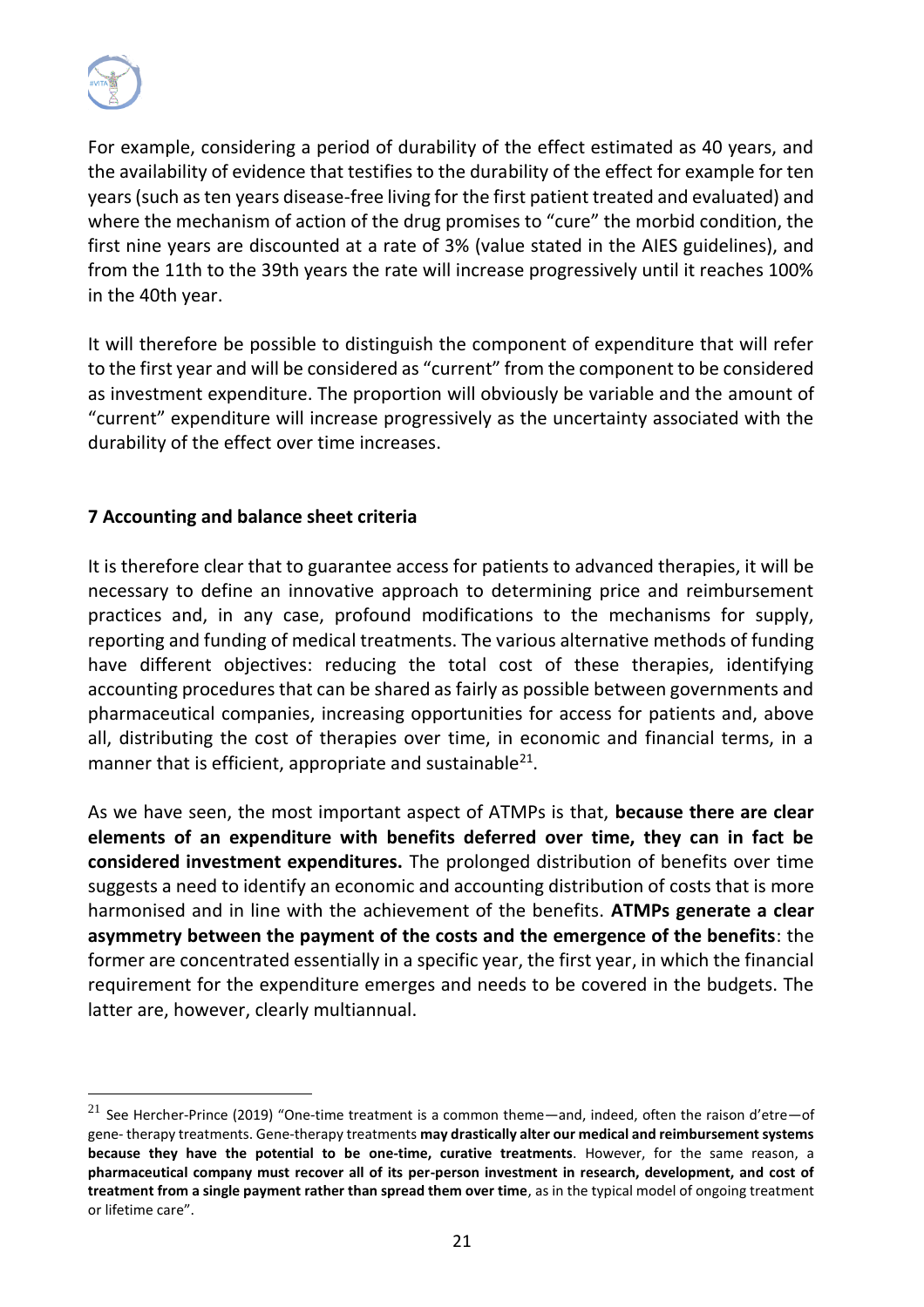For example, considering a period of durability of the effect estimated as 40 years, and the availability of evidence that testifies to the durability of the effect for example for ten years (such as ten years disease-free living for the first patient treated and evaluated) and where the mechanism of action of the drug promises to "cure" the morbid condition, the first nine years are discounted at a rate of 3% (value stated in the AIES guidelines), and from the 11th to the 39th years the rate will increase progressively until it reaches 100% in the 40th year.

It will therefore be possible to distinguish the component of expenditure that will refer to the first year and will be considered as "current" from the component to be considered as investment expenditure. The proportion will obviously be variable and the amount of "current" expenditure will increase progressively as the uncertainty associated with the durability of the effect over time increases.

## 7 Accounting and balance sheet criteria

It is therefore clear that to guarantee access for patients to advanced therapies, it will be necessary to define an innovative approach to determining price and reimbursement practices and, in any case, profound modifications to the mechanisms for supply, reporting and funding of medical treatments. The various alternative methods of funding have different objectives: reducing the total cost of these therapies, identifying accounting procedures that can be shared as fairly as possible between governments and pharmaceutical companies, increasing opportunities for access for patients and, above all, distributing the cost of therapies over time, in economic and financial terms, in a manner that is efficient, appropriate and sustainable[21].

As we have seen, the most important aspect of ATMPs is that, **because there are clear elements of an expenditure with benefits deferred over time, they can in fact be considered investment expenditures.** The prolonged distribution of benefits over time suggests a need to identify an economic and accounting distribution of costs that is more harmonised and in line with the achievement of the benefits. **ATMPs generate a clear asymmetry between the payment of the costs and the emergence of the benefits**: the former are concentrated essentially in a specific year, the first year, in which the financial requirement for the expenditure emerges and needs to be covered in the budgets. The latter are, however, clearly multiannual.

---

[21] See Hercher-Prince (2019) "One-time treatment is a common theme—and, indeed, often the raison d'etre—of gene- therapy treatments. Gene-therapy treatments **may drastically alter our medical and reimbursement systems because they have the potential to be one-time, curative treatments**. However, for the same reason, a **pharmaceutical company must recover all of its per-person investment in research, development, and cost of treatment from a single payment rather than spread them over time**, as in the typical model of ongoing treatment or lifetime care".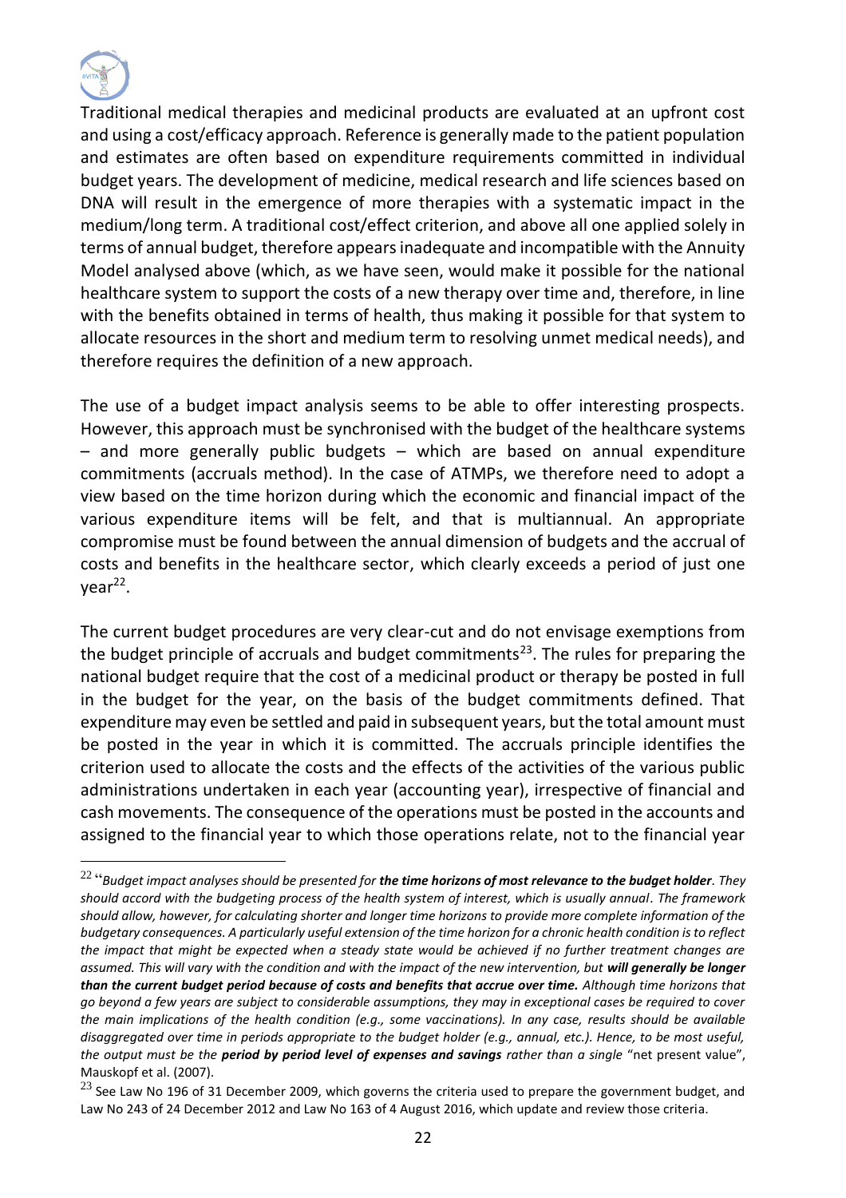Traditional medical therapies and medicinal products are evaluated at an upfront cost and using a cost/efficacy approach. Reference is generally made to the patient population and estimates are often based on expenditure requirements committed in individual budget years. The development of medicine, medical research and life sciences based on DNA will result in the emergence of more therapies with a systematic impact in the medium/long term. A traditional cost/effect criterion, and above all one applied solely in terms of annual budget, therefore appears inadequate and incompatible with the Annuity Model analysed above (which, as we have seen, would make it possible for the national healthcare system to support the costs of a new therapy over time and, therefore, in line with the benefits obtained in terms of health, thus making it possible for that system to allocate resources in the short and medium term to resolving unmet medical needs), and therefore requires the definition of a new approach.

The use of a budget impact analysis seems to be able to offer interesting prospects. However, this approach must be synchronised with the budget of the healthcare systems – and more generally public budgets – which are based on annual expenditure commitments (accruals method). In the case of ATMPs, we therefore need to adopt a view based on the time horizon during which the economic and financial impact of the various expenditure items will be felt, and that is multiannual. An appropriate compromise must be found between the annual dimension of budgets and the accrual of costs and benefits in the healthcare sector, which clearly exceeds a period of just one year[22].

The current budget procedures are very clear-cut and do not envisage exemptions from the budget principle of accruals and budget commitments[23]. The rules for preparing the national budget require that the cost of a medicinal product or therapy be posted in full in the budget for the year, on the basis of the budget commitments defined. That expenditure may even be settled and paid in subsequent years, but the total amount must be posted in the year in which it is committed. The accruals principle identifies the criterion used to allocate the costs and the effects of the activities of the various public administrations undertaken in each year (accounting year), irrespective of financial and cash movements. The consequence of the operations must be posted in the accounts and assigned to the financial year to which those operations relate, not to the financial year

---

[22] "*Budget impact analyses should be presented for **the time horizons of most relevance to the budget holder**. They should accord with the budgeting process of the health system of interest, which is usually annual. The framework should allow, however, for calculating shorter and longer time horizons to provide more complete information of the budgetary consequences. A particularly useful extension of the time horizon for a chronic health condition is to reflect the impact that might be expected when a steady state would be achieved if no further treatment changes are assumed. This will vary with the condition and with the impact of the new intervention, but **will generally be longer than the current budget period because of costs and benefits that accrue over time.** Although time horizons that go beyond a few years are subject to considerable assumptions, they may in exceptional cases be required to cover the main implications of the health condition (e.g., some vaccinations). In any case, results should be available disaggregated over time in periods appropriate to the budget holder (e.g., annual, etc.). Hence, to be most useful, the output must be the **period by period level of expenses and savings** rather than a single* "net present value", Mauskopf et al. (2007).

[23] See Law No 196 of 31 December 2009, which governs the criteria used to prepare the government budget, and Law No 243 of 24 December 2012 and Law No 163 of 4 August 2016, which update and review those criteria.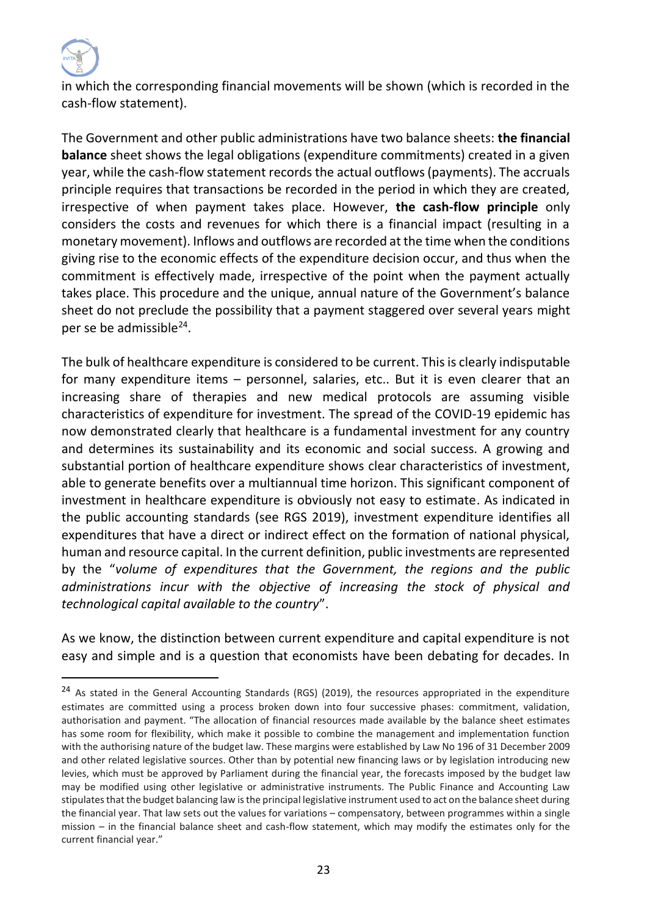in which the corresponding financial movements will be shown (which is recorded in the cash-flow statement).

The Government and other public administrations have two balance sheets: **the financial balance** sheet shows the legal obligations (expenditure commitments) created in a given year, while the cash-flow statement records the actual outflows (payments). The accruals principle requires that transactions be recorded in the period in which they are created, irrespective of when payment takes place. However, **the cash-flow principle** only considers the costs and revenues for which there is a financial impact (resulting in a monetary movement). Inflows and outflows are recorded at the time when the conditions giving rise to the economic effects of the expenditure decision occur, and thus when the commitment is effectively made, irrespective of the point when the payment actually takes place. This procedure and the unique, annual nature of the Government's balance sheet do not preclude the possibility that a payment staggered over several years might per se be admissible[24].

The bulk of healthcare expenditure is considered to be current. This is clearly indisputable for many expenditure items – personnel, salaries, etc.. But it is even clearer that an increasing share of therapies and new medical protocols are assuming visible characteristics of expenditure for investment. The spread of the COVID-19 epidemic has now demonstrated clearly that healthcare is a fundamental investment for any country and determines its sustainability and its economic and social success. A growing and substantial portion of healthcare expenditure shows clear characteristics of investment, able to generate benefits over a multiannual time horizon. This significant component of investment in healthcare expenditure is obviously not easy to estimate. As indicated in the public accounting standards (see RGS 2019), investment expenditure identifies all expenditures that have a direct or indirect effect on the formation of national physical, human and resource capital. In the current definition, public investments are represented by the "*volume of expenditures that the Government, the regions and the public administrations incur with the objective of increasing the stock of physical and technological capital available to the country*".

As we know, the distinction between current expenditure and capital expenditure is not easy and simple and is a question that economists have been debating for decades. In

---

[24] As stated in the General Accounting Standards (RGS) (2019), the resources appropriated in the expenditure estimates are committed using a process broken down into four successive phases: commitment, validation, authorisation and payment. "The allocation of financial resources made available by the balance sheet estimates has some room for flexibility, which make it possible to combine the management and implementation function with the authorising nature of the budget law. These margins were established by Law No 196 of 31 December 2009 and other related legislative sources. Other than by potential new financing laws or by legislation introducing new levies, which must be approved by Parliament during the financial year, the forecasts imposed by the budget law may be modified using other legislative or administrative instruments. The Public Finance and Accounting Law stipulates that the budget balancing law is the principal legislative instrument used to act on the balance sheet during the financial year. That law sets out the values for variations – compensatory, between programmes within a single mission – in the financial balance sheet and cash-flow statement, which may modify the estimates only for the current financial year."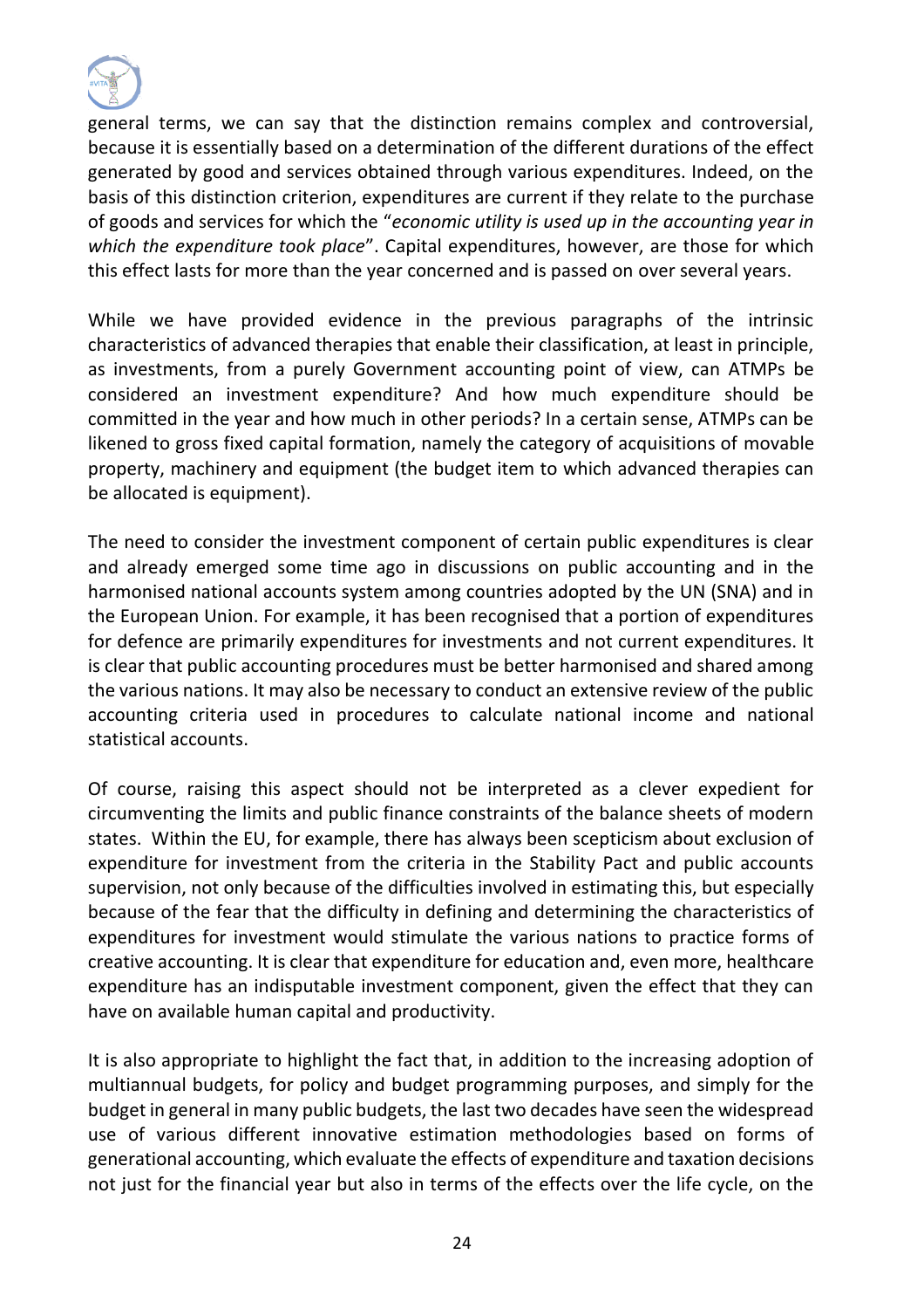general terms, we can say that the distinction remains complex and controversial, because it is essentially based on a determination of the different durations of the effect generated by good and services obtained through various expenditures. Indeed, on the basis of this distinction criterion, expenditures are current if they relate to the purchase of goods and services for which the "*economic utility is used up in the accounting year in which the expenditure took place*". Capital expenditures, however, are those for which this effect lasts for more than the year concerned and is passed on over several years.

While we have provided evidence in the previous paragraphs of the intrinsic characteristics of advanced therapies that enable their classification, at least in principle, as investments, from a purely Government accounting point of view, can ATMPs be considered an investment expenditure? And how much expenditure should be committed in the year and how much in other periods? In a certain sense, ATMPs can be likened to gross fixed capital formation, namely the category of acquisitions of movable property, machinery and equipment (the budget item to which advanced therapies can be allocated is equipment).

The need to consider the investment component of certain public expenditures is clear and already emerged some time ago in discussions on public accounting and in the harmonised national accounts system among countries adopted by the UN (SNA) and in the European Union. For example, it has been recognised that a portion of expenditures for defence are primarily expenditures for investments and not current expenditures. It is clear that public accounting procedures must be better harmonised and shared among the various nations. It may also be necessary to conduct an extensive review of the public accounting criteria used in procedures to calculate national income and national statistical accounts.

Of course, raising this aspect should not be interpreted as a clever expedient for circumventing the limits and public finance constraints of the balance sheets of modern states. Within the EU, for example, there has always been scepticism about exclusion of expenditure for investment from the criteria in the Stability Pact and public accounts supervision, not only because of the difficulties involved in estimating this, but especially because of the fear that the difficulty in defining and determining the characteristics of expenditures for investment would stimulate the various nations to practice forms of creative accounting. It is clear that expenditure for education and, even more, healthcare expenditure has an indisputable investment component, given the effect that they can have on available human capital and productivity.

It is also appropriate to highlight the fact that, in addition to the increasing adoption of multiannual budgets, for policy and budget programming purposes, and simply for the budget in general in many public budgets, the last two decades have seen the widespread use of various different innovative estimation methodologies based on forms of generational accounting, which evaluate the effects of expenditure and taxation decisions not just for the financial year but also in terms of the effects over the life cycle, on the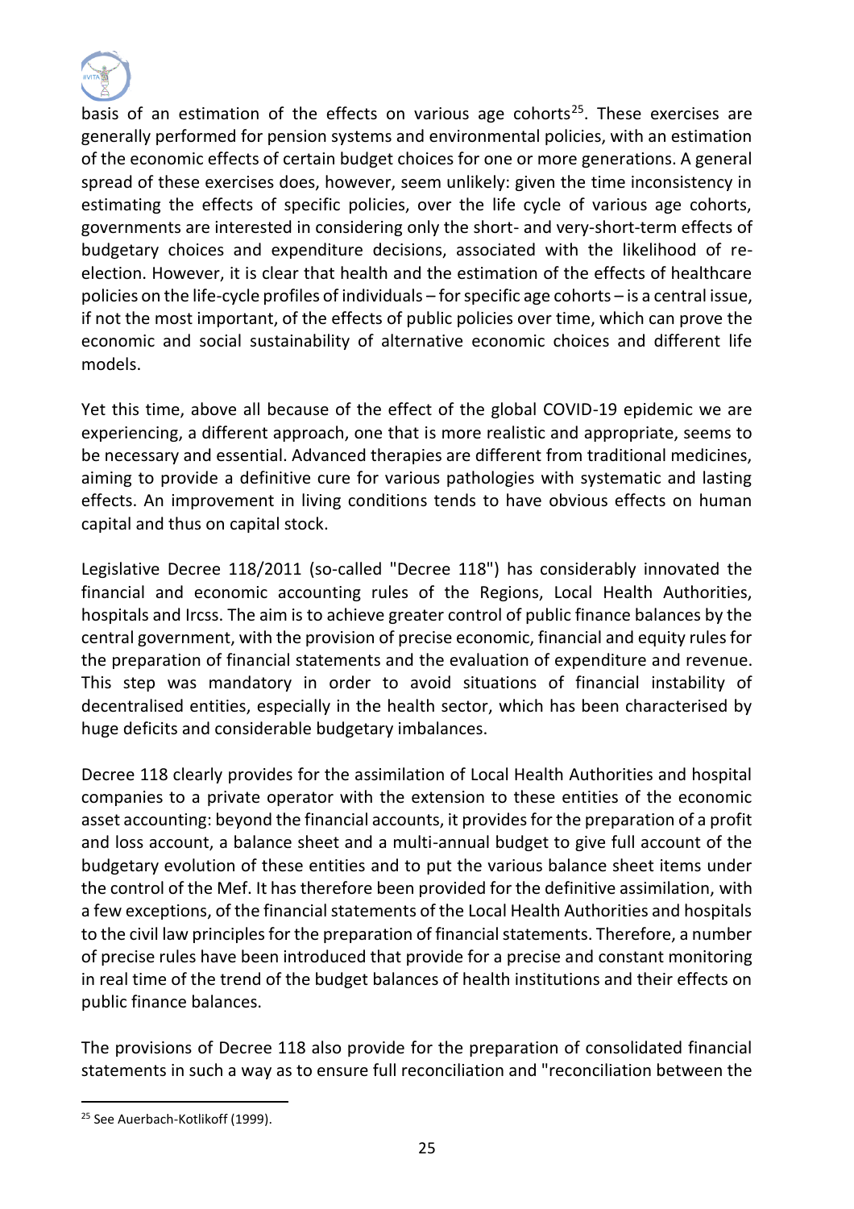basis of an estimation of the effects on various age cohorts[25]. These exercises are generally performed for pension systems and environmental policies, with an estimation of the economic effects of certain budget choices for one or more generations. A general spread of these exercises does, however, seem unlikely: given the time inconsistency in estimating the effects of specific policies, over the life cycle of various age cohorts, governments are interested in considering only the short- and very-short-term effects of budgetary choices and expenditure decisions, associated with the likelihood of re-election. However, it is clear that health and the estimation of the effects of healthcare policies on the life-cycle profiles of individuals – for specific age cohorts – is a central issue, if not the most important, of the effects of public policies over time, which can prove the economic and social sustainability of alternative economic choices and different life models.

Yet this time, above all because of the effect of the global COVID-19 epidemic we are experiencing, a different approach, one that is more realistic and appropriate, seems to be necessary and essential. Advanced therapies are different from traditional medicines, aiming to provide a definitive cure for various pathologies with systematic and lasting effects. An improvement in living conditions tends to have obvious effects on human capital and thus on capital stock.

Legislative Decree 118/2011 (so-called "Decree 118") has considerably innovated the financial and economic accounting rules of the Regions, Local Health Authorities, hospitals and Ircss. The aim is to achieve greater control of public finance balances by the central government, with the provision of precise economic, financial and equity rules for the preparation of financial statements and the evaluation of expenditure and revenue. This step was mandatory in order to avoid situations of financial instability of decentralised entities, especially in the health sector, which has been characterised by huge deficits and considerable budgetary imbalances.

Decree 118 clearly provides for the assimilation of Local Health Authorities and hospital companies to a private operator with the extension to these entities of the economic asset accounting: beyond the financial accounts, it provides for the preparation of a profit and loss account, a balance sheet and a multi-annual budget to give full account of the budgetary evolution of these entities and to put the various balance sheet items under the control of the Mef. It has therefore been provided for the definitive assimilation, with a few exceptions, of the financial statements of the Local Health Authorities and hospitals to the civil law principles for the preparation of financial statements. Therefore, a number of precise rules have been introduced that provide for a precise and constant monitoring in real time of the trend of the budget balances of health institutions and their effects on public finance balances.

The provisions of Decree 118 also provide for the preparation of consolidated financial statements in such a way as to ensure full reconciliation and "reconciliation between the

[25] See Auerbach-Kotlikoff (1999).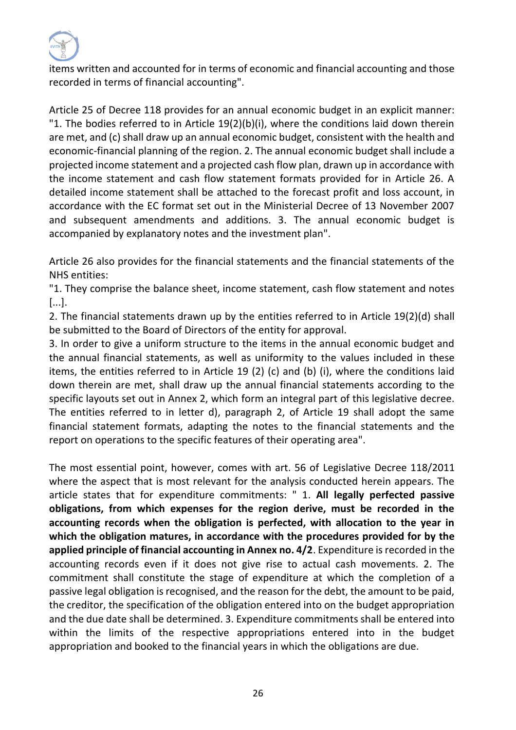items written and accounted for in terms of economic and financial accounting and those recorded in terms of financial accounting".

Article 25 of Decree 118 provides for an annual economic budget in an explicit manner: "1. The bodies referred to in Article 19(2)(b)(i), where the conditions laid down therein are met, and (c) shall draw up an annual economic budget, consistent with the health and economic-financial planning of the region. 2. The annual economic budget shall include a projected income statement and a projected cash flow plan, drawn up in accordance with the income statement and cash flow statement formats provided for in Article 26. A detailed income statement shall be attached to the forecast profit and loss account, in accordance with the EC format set out in the Ministerial Decree of 13 November 2007 and subsequent amendments and additions. 3. The annual economic budget is accompanied by explanatory notes and the investment plan".

Article 26 also provides for the financial statements and the financial statements of the NHS entities:

"1. They comprise the balance sheet, income statement, cash flow statement and notes [...].

2. The financial statements drawn up by the entities referred to in Article 19(2)(d) shall be submitted to the Board of Directors of the entity for approval.

3. In order to give a uniform structure to the items in the annual economic budget and the annual financial statements, as well as uniformity to the values included in these items, the entities referred to in Article 19 (2) (c) and (b) (i), where the conditions laid down therein are met, shall draw up the annual financial statements according to the specific layouts set out in Annex 2, which form an integral part of this legislative decree. The entities referred to in letter d), paragraph 2, of Article 19 shall adopt the same financial statement formats, adapting the notes to the financial statements and the report on operations to the specific features of their operating area".

The most essential point, however, comes with art. 56 of Legislative Decree 118/2011 where the aspect that is most relevant for the analysis conducted herein appears. The article states that for expenditure commitments: " 1. **All legally perfected passive obligations, from which expenses for the region derive, must be recorded in the accounting records when the obligation is perfected, with allocation to the year in which the obligation matures, in accordance with the procedures provided for by the applied principle of financial accounting in Annex no. 4/2**. Expenditure is recorded in the accounting records even if it does not give rise to actual cash movements. 2. The commitment shall constitute the stage of expenditure at which the completion of a passive legal obligation is recognised, and the reason for the debt, the amount to be paid, the creditor, the specification of the obligation entered into on the budget appropriation and the due date shall be determined. 3. Expenditure commitments shall be entered into within the limits of the respective appropriations entered into in the budget appropriation and booked to the financial years in which the obligations are due.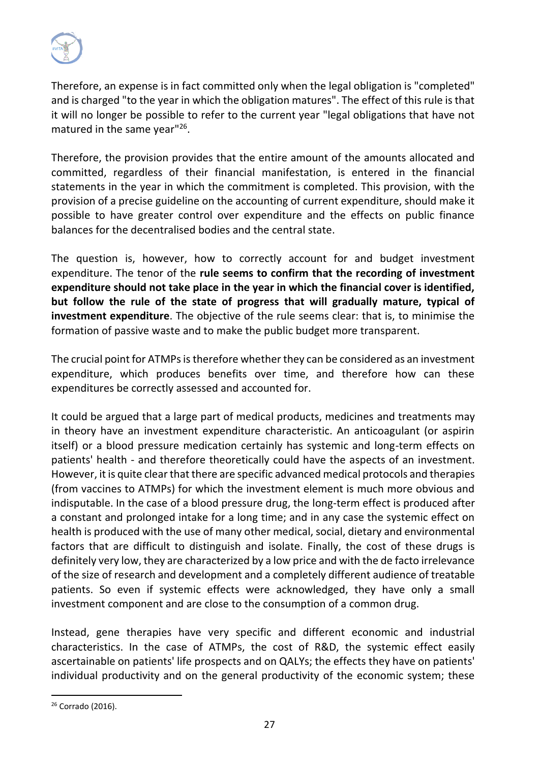Therefore, an expense is in fact committed only when the legal obligation is "completed" and is charged "to the year in which the obligation matures". The effect of this rule is that it will no longer be possible to refer to the current year "legal obligations that have not matured in the same year"[26].

Therefore, the provision provides that the entire amount of the amounts allocated and committed, regardless of their financial manifestation, is entered in the financial statements in the year in which the commitment is completed. This provision, with the provision of a precise guideline on the accounting of current expenditure, should make it possible to have greater control over expenditure and the effects on public finance balances for the decentralised bodies and the central state.

The question is, however, how to correctly account for and budget investment expenditure. The tenor of the **rule seems to confirm that the recording of investment expenditure should not take place in the year in which the financial cover is identified, but follow the rule of the state of progress that will gradually mature, typical of investment expenditure**. The objective of the rule seems clear: that is, to minimise the formation of passive waste and to make the public budget more transparent.

The crucial point for ATMPs is therefore whether they can be considered as an investment expenditure, which produces benefits over time, and therefore how can these expenditures be correctly assessed and accounted for.

It could be argued that a large part of medical products, medicines and treatments may in theory have an investment expenditure characteristic. An anticoagulant (or aspirin itself) or a blood pressure medication certainly has systemic and long-term effects on patients' health - and therefore theoretically could have the aspects of an investment. However, it is quite clear that there are specific advanced medical protocols and therapies (from vaccines to ATMPs) for which the investment element is much more obvious and indisputable. In the case of a blood pressure drug, the long-term effect is produced after a constant and prolonged intake for a long time; and in any case the systemic effect on health is produced with the use of many other medical, social, dietary and environmental factors that are difficult to distinguish and isolate. Finally, the cost of these drugs is definitely very low, they are characterized by a low price and with the de facto irrelevance of the size of research and development and a completely different audience of treatable patients. So even if systemic effects were acknowledged, they have only a small investment component and are close to the consumption of a common drug.

Instead, gene therapies have very specific and different economic and industrial characteristics. In the case of ATMPs, the cost of R&D, the systemic effect easily ascertainable on patients' life prospects and on QALYs; the effects they have on patients' individual productivity and on the general productivity of the economic system; these

[26] Corrado (2016).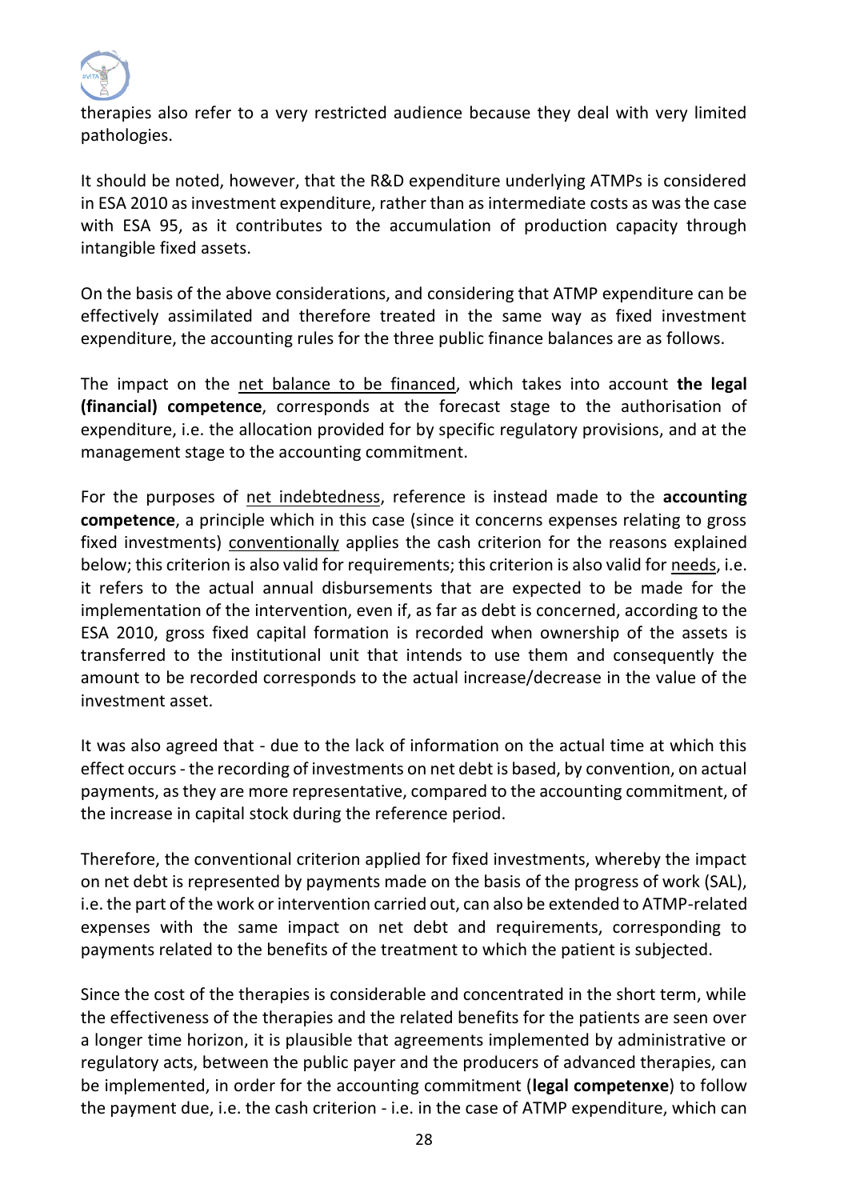therapies also refer to a very restricted audience because they deal with very limited pathologies.

It should be noted, however, that the R&D expenditure underlying ATMPs is considered in ESA 2010 as investment expenditure, rather than as intermediate costs as was the case with ESA 95, as it contributes to the accumulation of production capacity through intangible fixed assets.

On the basis of the above considerations, and considering that ATMP expenditure can be effectively assimilated and therefore treated in the same way as fixed investment expenditure, the accounting rules for the three public finance balances are as follows.

The impact on the net balance to be financed, which takes into account **the legal (financial) competence**, corresponds at the forecast stage to the authorisation of expenditure, i.e. the allocation provided for by specific regulatory provisions, and at the management stage to the accounting commitment.

For the purposes of net indebtedness, reference is instead made to the **accounting competence**, a principle which in this case (since it concerns expenses relating to gross fixed investments) conventionally applies the cash criterion for the reasons explained below; this criterion is also valid for requirements; this criterion is also valid for needs, i.e. it refers to the actual annual disbursements that are expected to be made for the implementation of the intervention, even if, as far as debt is concerned, according to the ESA 2010, gross fixed capital formation is recorded when ownership of the assets is transferred to the institutional unit that intends to use them and consequently the amount to be recorded corresponds to the actual increase/decrease in the value of the investment asset.

It was also agreed that - due to the lack of information on the actual time at which this effect occurs - the recording of investments on net debt is based, by convention, on actual payments, as they are more representative, compared to the accounting commitment, of the increase in capital stock during the reference period.

Therefore, the conventional criterion applied for fixed investments, whereby the impact on net debt is represented by payments made on the basis of the progress of work (SAL), i.e. the part of the work or intervention carried out, can also be extended to ATMP-related expenses with the same impact on net debt and requirements, corresponding to payments related to the benefits of the treatment to which the patient is subjected.

Since the cost of the therapies is considerable and concentrated in the short term, while the effectiveness of the therapies and the related benefits for the patients are seen over a longer time horizon, it is plausible that agreements implemented by administrative or regulatory acts, between the public payer and the producers of advanced therapies, can be implemented, in order for the accounting commitment (**legal competenxe**) to follow the payment due, i.e. the cash criterion - i.e. in the case of ATMP expenditure, which can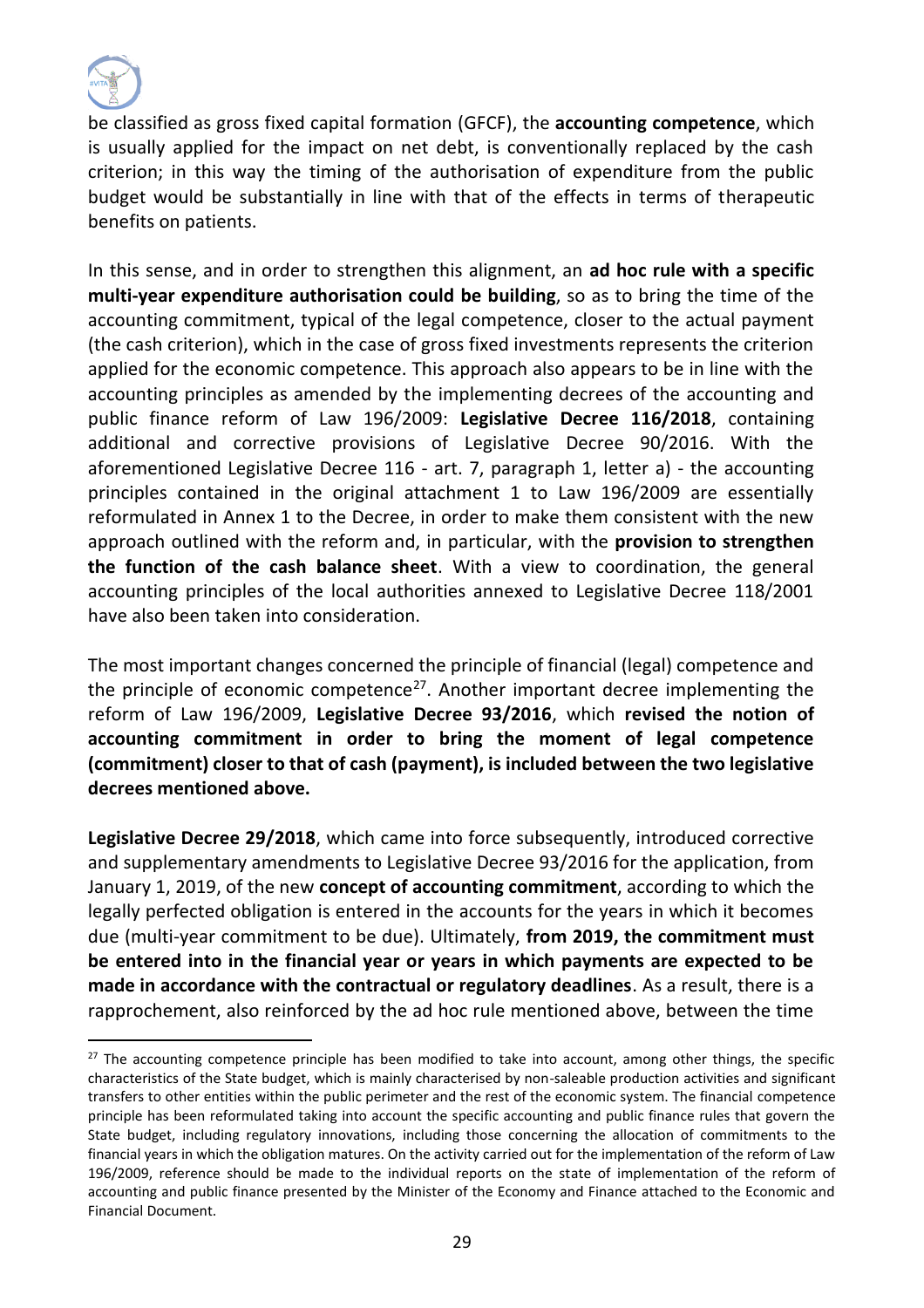be classified as gross fixed capital formation (GFCF), the **accounting competence**, which is usually applied for the impact on net debt, is conventionally replaced by the cash criterion; in this way the timing of the authorisation of expenditure from the public budget would be substantially in line with that of the effects in terms of therapeutic benefits on patients.

In this sense, and in order to strengthen this alignment, an **ad hoc rule with a specific multi-year expenditure authorisation could be building**, so as to bring the time of the accounting commitment, typical of the legal competence, closer to the actual payment (the cash criterion), which in the case of gross fixed investments represents the criterion applied for the economic competence. This approach also appears to be in line with the accounting principles as amended by the implementing decrees of the accounting and public finance reform of Law 196/2009: **Legislative Decree 116/2018**, containing additional and corrective provisions of Legislative Decree 90/2016. With the aforementioned Legislative Decree 116 - art. 7, paragraph 1, letter a) - the accounting principles contained in the original attachment 1 to Law 196/2009 are essentially reformulated in Annex 1 to the Decree, in order to make them consistent with the new approach outlined with the reform and, in particular, with the **provision to strengthen the function of the cash balance sheet**. With a view to coordination, the general accounting principles of the local authorities annexed to Legislative Decree 118/2001 have also been taken into consideration.

The most important changes concerned the principle of financial (legal) competence and the principle of economic competence[27]. Another important decree implementing the reform of Law 196/2009, **Legislative Decree 93/2016**, which **revised the notion of accounting commitment in order to bring the moment of legal competence (commitment) closer to that of cash (payment), is included between the two legislative decrees mentioned above.**

**Legislative Decree 29/2018**, which came into force subsequently, introduced corrective and supplementary amendments to Legislative Decree 93/2016 for the application, from January 1, 2019, of the new **concept of accounting commitment**, according to which the legally perfected obligation is entered in the accounts for the years in which it becomes due (multi-year commitment to be due). Ultimately, **from 2019, the commitment must be entered into in the financial year or years in which payments are expected to be made in accordance with the contractual or regulatory deadlines**. As a result, there is a rapprochement, also reinforced by the ad hoc rule mentioned above, between the time

[27] The accounting competence principle has been modified to take into account, among other things, the specific characteristics of the State budget, which is mainly characterised by non-saleable production activities and significant transfers to other entities within the public perimeter and the rest of the economic system. The financial competence principle has been reformulated taking into account the specific accounting and public finance rules that govern the State budget, including regulatory innovations, including those concerning the allocation of commitments to the financial years in which the obligation matures. On the activity carried out for the implementation of the reform of Law 196/2009, reference should be made to the individual reports on the state of implementation of the reform of accounting and public finance presented by the Minister of the Economy and Finance attached to the Economic and Financial Document.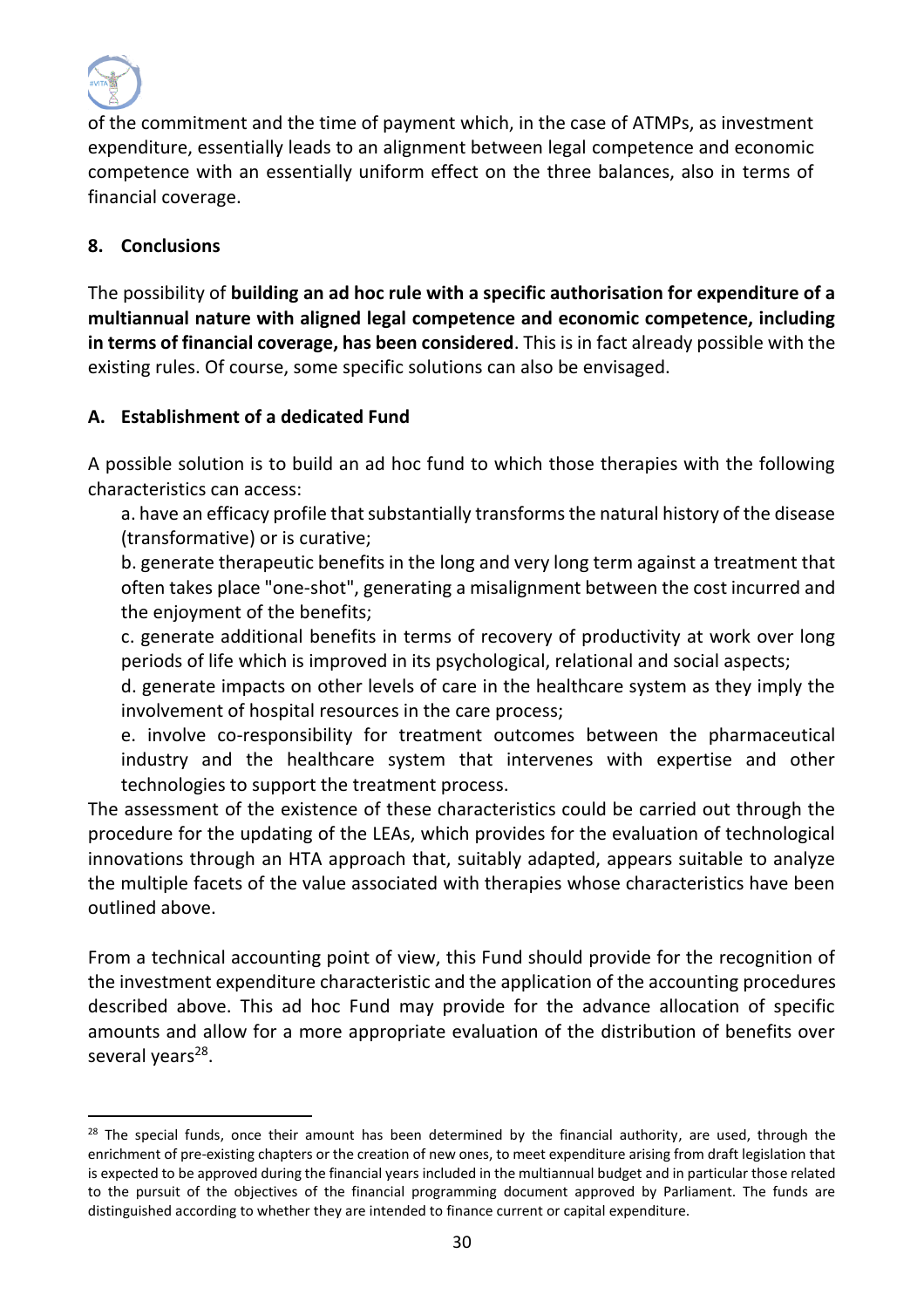of the commitment and the time of payment which, in the case of ATMPs, as investment expenditure, essentially leads to an alignment between legal competence and economic competence with an essentially uniform effect on the three balances, also in terms of financial coverage.

## 8. Conclusions

The possibility of **building an ad hoc rule with a specific authorisation for expenditure of a multiannual nature with aligned legal competence and economic competence, including in terms of financial coverage, has been considered**. This is in fact already possible with the existing rules. Of course, some specific solutions can also be envisaged.

### A. Establishment of a dedicated Fund

A possible solution is to build an ad hoc fund to which those therapies with the following characteristics can access:

a. have an efficacy profile that substantially transforms the natural history of the disease (transformative) or is curative;

b. generate therapeutic benefits in the long and very long term against a treatment that often takes place "one-shot", generating a misalignment between the cost incurred and the enjoyment of the benefits;

c. generate additional benefits in terms of recovery of productivity at work over long periods of life which is improved in its psychological, relational and social aspects;

d. generate impacts on other levels of care in the healthcare system as they imply the involvement of hospital resources in the care process;

e. involve co-responsibility for treatment outcomes between the pharmaceutical industry and the healthcare system that intervenes with expertise and other technologies to support the treatment process.

The assessment of the existence of these characteristics could be carried out through the procedure for the updating of the LEAs, which provides for the evaluation of technological innovations through an HTA approach that, suitably adapted, appears suitable to analyze the multiple facets of the value associated with therapies whose characteristics have been outlined above.

From a technical accounting point of view, this Fund should provide for the recognition of the investment expenditure characteristic and the application of the accounting procedures described above. This ad hoc Fund may provide for the advance allocation of specific amounts and allow for a more appropriate evaluation of the distribution of benefits over several years[28].

---

[28] The special funds, once their amount has been determined by the financial authority, are used, through the enrichment of pre-existing chapters or the creation of new ones, to meet expenditure arising from draft legislation that is expected to be approved during the financial years included in the multiannual budget and in particular those related to the pursuit of the objectives of the financial programming document approved by Parliament. The funds are distinguished according to whether they are intended to finance current or capital expenditure.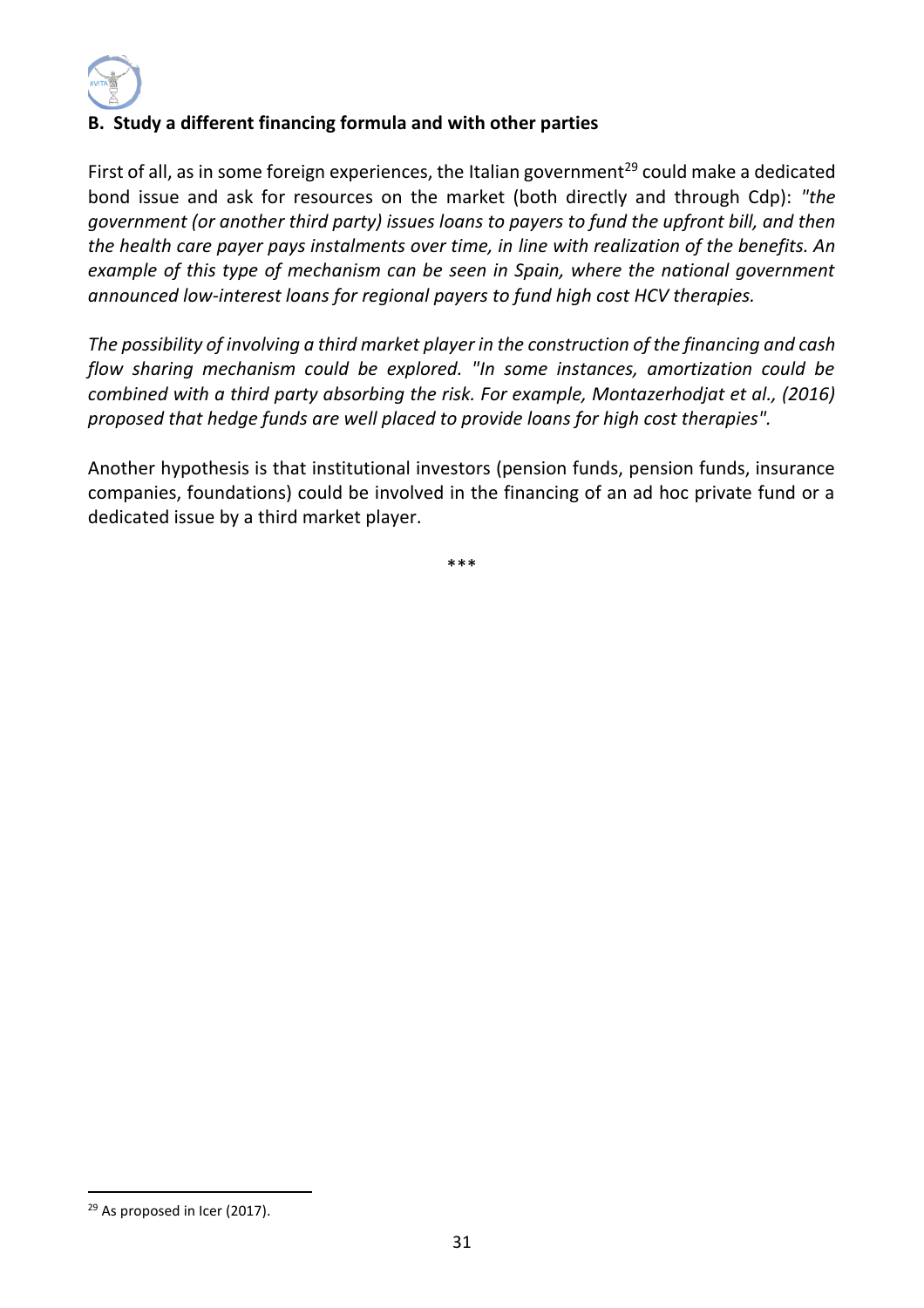### B. Study a different financing formula and with other parties

First of all, as in some foreign experiences, the Italian government[29] could make a dedicated bond issue and ask for resources on the market (both directly and through Cdp): *"the government (or another third party) issues loans to payers to fund the upfront bill, and then the health care payer pays instalments over time, in line with realization of the benefits. An example of this type of mechanism can be seen in Spain, where the national government announced low-interest loans for regional payers to fund high cost HCV therapies.*

*The possibility of involving a third market player in the construction of the financing and cash flow sharing mechanism could be explored. "In some instances, amortization could be combined with a third party absorbing the risk. For example, Montazerhodjat et al., (2016) proposed that hedge funds are well placed to provide loans for high cost therapies".*

Another hypothesis is that institutional investors (pension funds, pension funds, insurance companies, foundations) could be involved in the financing of an ad hoc private fund or a dedicated issue by a third market player.

***

[29] As proposed in Icer (2017).